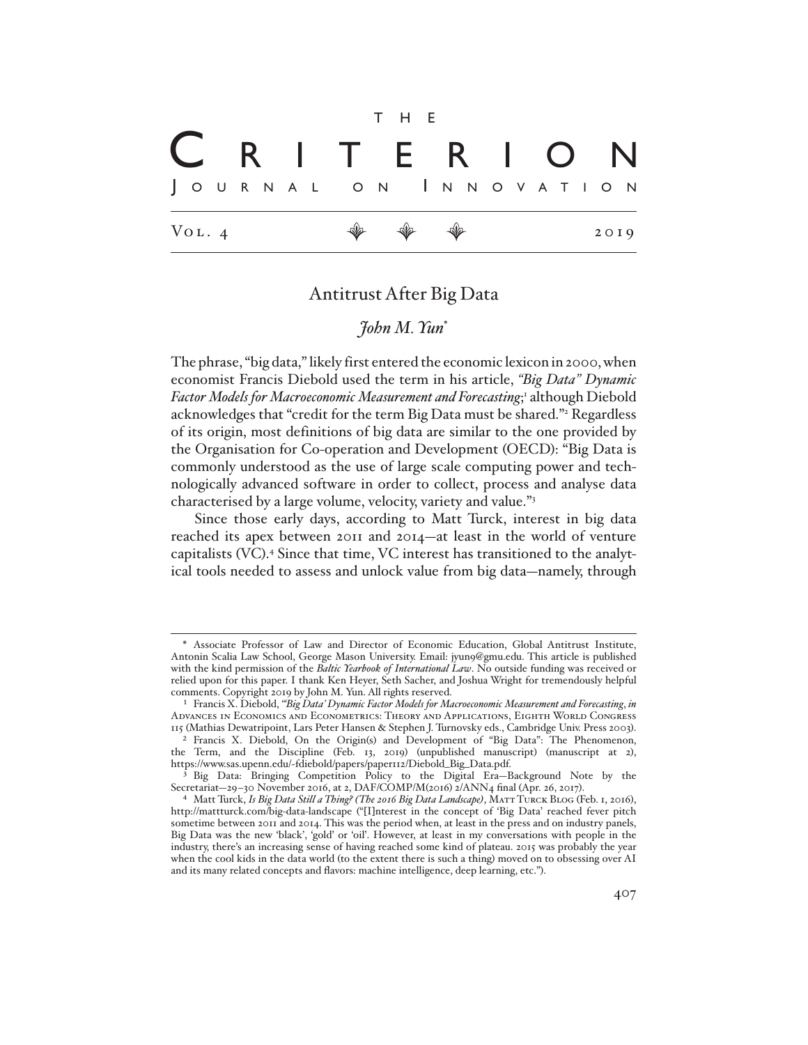# Antitrust After Big Data

*John M. Yun\**

The phrase, "big data," likely first entered the economic lexicon in 2000, when economist Francis Diebold used the term in his article, *"Big Data" Dynamic Factor Models for Macroeconomic Measurement and Forecasting*;[1] although Diebold acknowledges that "credit for the term Big Data must be shared."[2] Regardless of its origin, most definitions of big data are similar to the one provided by the Organisation for Co-operation and Development (OECD): "Big Data is commonly understood as the use of large scale computing power and technologically advanced software in order to collect, process and analyse data characterised by a large volume, velocity, variety and value."[3]

Since those early days, according to Matt Turck, interest in big data reached its apex between 2011 and 2014—at least in the world of venture capitalists (VC).[4] Since that time, VC interest has transitioned to the analytical tools needed to assess and unlock value from big data—namely, through

---

\* Associate Professor of Law and Director of Economic Education, Global Antitrust Institute, Antonin Scalia Law School, George Mason University. Email: jyun9@gmu.edu. This article is published with the kind permission of the *Baltic Yearbook of International Law*. No outside funding was received or relied upon for this paper. I thank Ken Heyer, Seth Sacher, and Joshua Wright for tremendously helpful comments. Copyright 2019 by John M. Yun. All rights reserved.

[1] Francis X. Diebold, *"Big Data" Dynamic Factor Models for Macroeconomic Measurement and Forecasting*, *in* Advances in Economics and Econometrics: Theory and Applications, Eighth World Congress 115 (Mathias Dewatripoint, Lars Peter Hansen & Stephen J. Turnovsky eds., Cambridge Univ. Press 2003).

[2] Francis X. Diebold, On the Origin(s) and Development of "Big Data": The Phenomenon, the Term, and the Discipline (Feb. 13, 2019) (unpublished manuscript) (manuscript at 2), https://www.sas.upenn.edu/~fdiebold/papers/paper112/Diebold_Big_Data.pdf.

[3] Big Data: Bringing Competition Policy to the Digital Era—Background Note by the Secretariat—29–30 November 2016, at 2, DAF/COMP/M(2016) 2/ANN4 final (Apr. 26, 2017).

[4] Matt Turck, *Is Big Data Still a Thing? (The 2016 Big Data Landscape)*, Matt Turck Blog (Feb. 1, 2016), http://mattturck.com/big-data-landscape ("[I]nterest in the concept of 'Big Data' reached fever pitch sometime between 2011 and 2014. This was the period when, at least in the press and on industry panels, Big Data was the new 'black', 'gold' or 'oil'. However, at least in my conversations with people in the industry, there's an increasing sense of having reached some kind of plateau. 2015 was probably the year when the cool kids in the data world (to the extent there is such a thing) moved on to obsessing over AI and its many related concepts and flavors: machine intelligence, deep learning, etc.").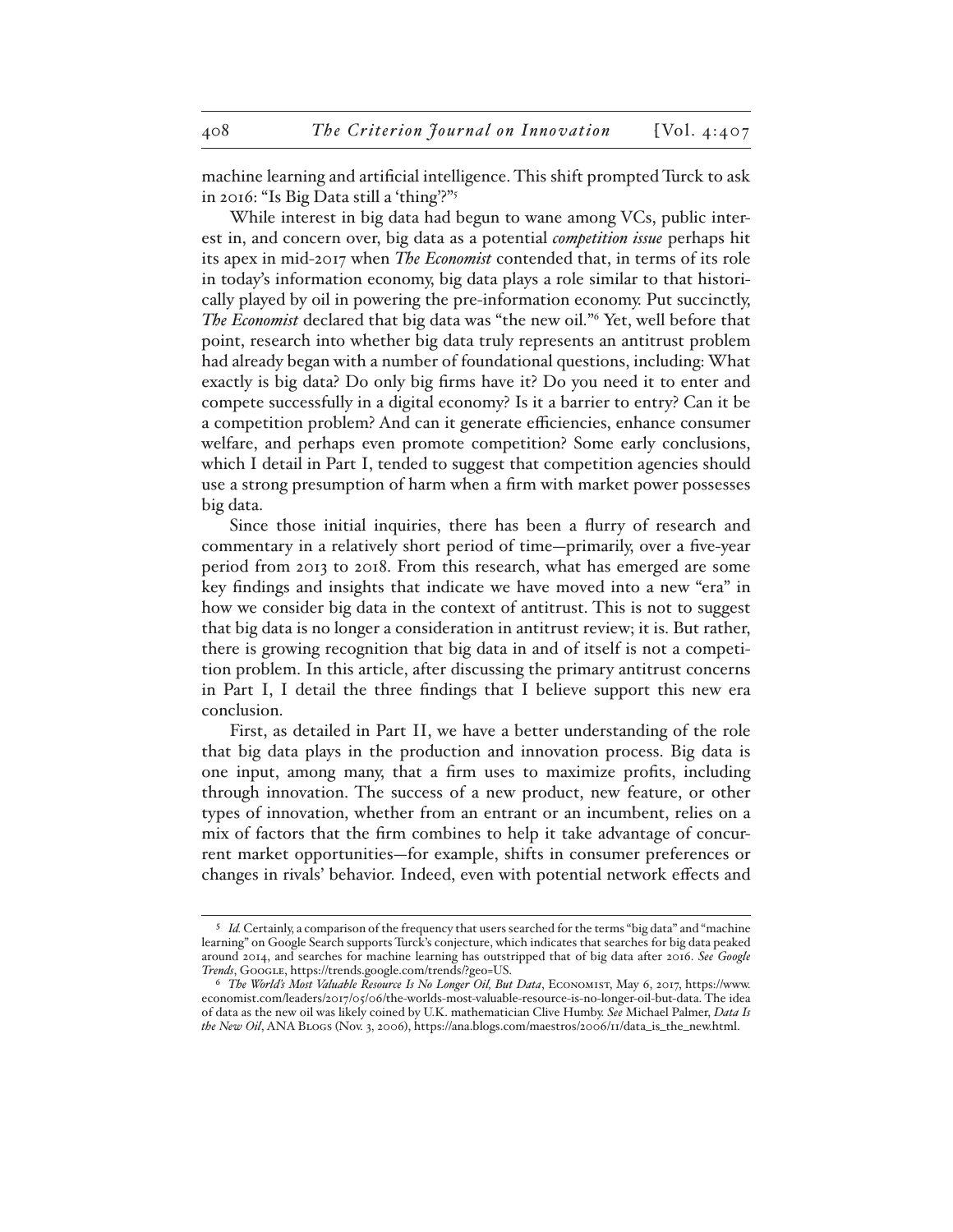machine learning and artificial intelligence. This shift prompted Turck to ask in 2016: "Is Big Data still a 'thing'?"[5]

While interest in big data had begun to wane among VCs, public interest in, and concern over, big data as a potential *competition issue* perhaps hit its apex in mid-2017 when *The Economist* contended that, in terms of its role in today's information economy, big data plays a role similar to that historically played by oil in powering the pre-information economy. Put succinctly, *The Economist* declared that big data was "the new oil."[6] Yet, well before that point, research into whether big data truly represents an antitrust problem had already began with a number of foundational questions, including: What exactly is big data? Do only big firms have it? Do you need it to enter and compete successfully in a digital economy? Is it a barrier to entry? Can it be a competition problem? And can it generate efficiencies, enhance consumer welfare, and perhaps even promote competition? Some early conclusions, which I detail in Part I, tended to suggest that competition agencies should use a strong presumption of harm when a firm with market power possesses big data.

Since those initial inquiries, there has been a flurry of research and commentary in a relatively short period of time—primarily, over a five-year period from 2013 to 2018. From this research, what has emerged are some key findings and insights that indicate we have moved into a new "era" in how we consider big data in the context of antitrust. This is not to suggest that big data is no longer a consideration in antitrust review; it is. But rather, there is growing recognition that big data in and of itself is not a competition problem. In this article, after discussing the primary antitrust concerns in Part I, I detail the three findings that I believe support this new era conclusion.

First, as detailed in Part II, we have a better understanding of the role that big data plays in the production and innovation process. Big data is one input, among many, that a firm uses to maximize profits, including through innovation. The success of a new product, new feature, or other types of innovation, whether from an entrant or an incumbent, relies on a mix of factors that the firm combines to help it take advantage of concurrent market opportunities—for example, shifts in consumer preferences or changes in rivals' behavior. Indeed, even with potential network effects and

---

[5] *Id.* Certainly, a comparison of the frequency that users searched for the terms "big data" and "machine learning" on Google Search supports Turck's conjecture, which indicates that searches for big data peaked around 2014, and searches for machine learning has outstripped that of big data after 2016. *See Google Trends*, Google, https://trends.google.com/trends/?geo=US.

[6] *The World's Most Valuable Resource Is No Longer Oil, But Data*, Economist, May 6, 2017, https://www.economist.com/leaders/2017/05/06/the-worlds-most-valuable-resource-is-no-longer-oil-but-data. The idea of data as the new oil was likely coined by U.K. mathematician Clive Humby. *See* Michael Palmer, *Data Is the New Oil*, ANA Blogs (Nov. 3, 2006), https://ana.blogs.com/maestros/2006/11/data_is_the_new.html.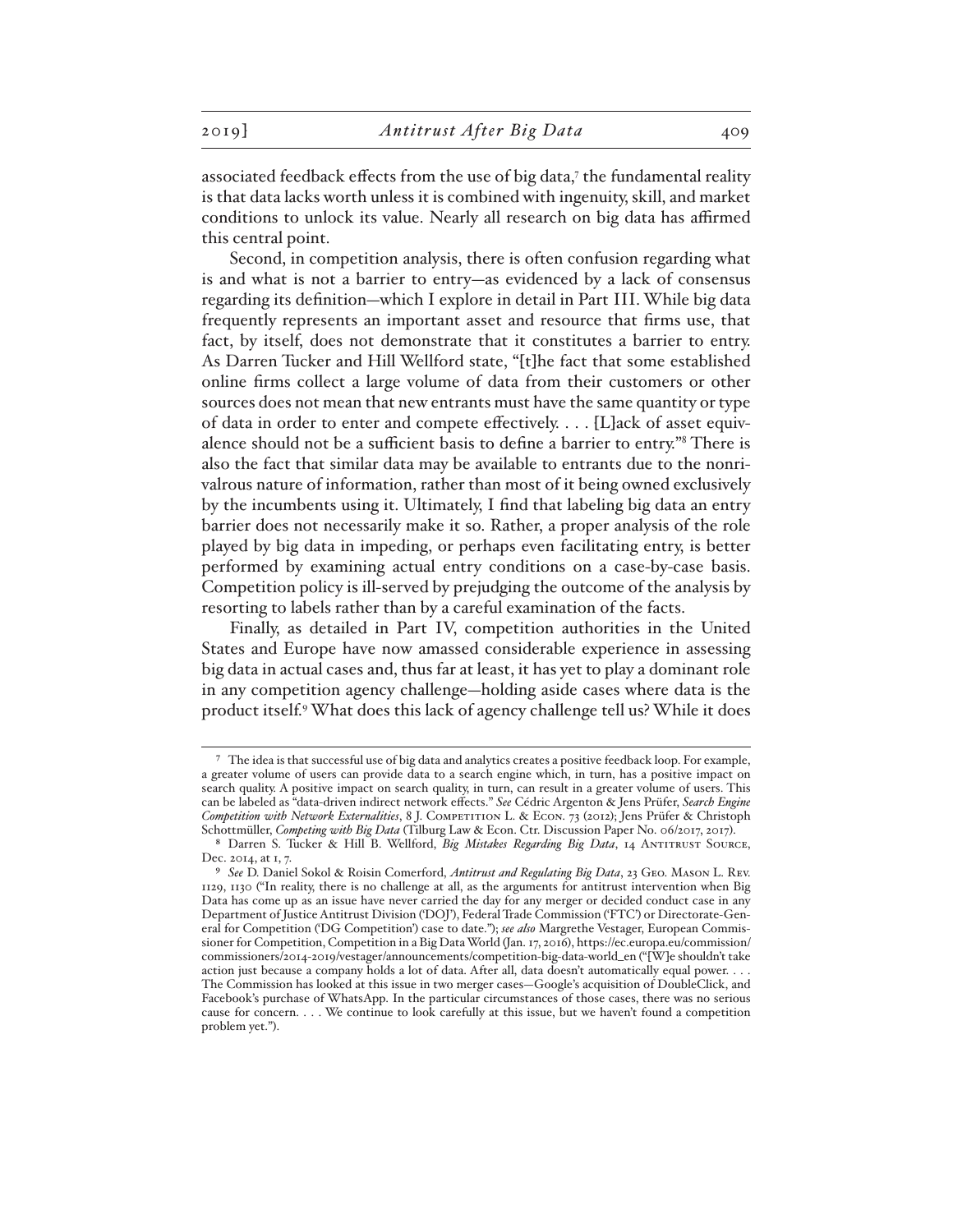associated feedback effects from the use of big data,[7] the fundamental reality is that data lacks worth unless it is combined with ingenuity, skill, and market conditions to unlock its value. Nearly all research on big data has affirmed this central point.

Second, in competition analysis, there is often confusion regarding what is and what is not a barrier to entry—as evidenced by a lack of consensus regarding its definition—which I explore in detail in Part III. While big data frequently represents an important asset and resource that firms use, that fact, by itself, does not demonstrate that it constitutes a barrier to entry. As Darren Tucker and Hill Wellford state, "[t]he fact that some established online firms collect a large volume of data from their customers or other sources does not mean that new entrants must have the same quantity or type of data in order to enter and compete effectively. . . . [L]ack of asset equivalence should not be a sufficient basis to define a barrier to entry."[8] There is also the fact that similar data may be available to entrants due to the nonrivalrous nature of information, rather than most of it being owned exclusively by the incumbents using it. Ultimately, I find that labeling big data an entry barrier does not necessarily make it so. Rather, a proper analysis of the role played by big data in impeding, or perhaps even facilitating entry, is better performed by examining actual entry conditions on a case-by-case basis. Competition policy is ill-served by prejudging the outcome of the analysis by resorting to labels rather than by a careful examination of the facts.

Finally, as detailed in Part IV, competition authorities in the United States and Europe have now amassed considerable experience in assessing big data in actual cases and, thus far at least, it has yet to play a dominant role in any competition agency challenge—holding aside cases where data is the product itself.[9] What does this lack of agency challenge tell us? While it does

---

[7] The idea is that successful use of big data and analytics creates a positive feedback loop. For example, a greater volume of users can provide data to a search engine which, in turn, has a positive impact on search quality. A positive impact on search quality, in turn, can result in a greater volume of users. This can be labeled as "data-driven indirect network effects." *See* Cédric Argenton & Jens Prüfer, *Search Engine Competition with Network Externalities*, 8 J. Competition L. & Econ. 73 (2012); Jens Prüfer & Christoph Schottmüller, *Competing with Big Data* (Tilburg Law & Econ. Ctr. Discussion Paper No. 06/2017, 2017).

[8] Darren S. Tucker & Hill B. Wellford, *Big Mistakes Regarding Big Data*, 14 Antitrust Source, Dec. 2014, at 1, 7.

[9] *See* D. Daniel Sokol & Roisin Comerford, *Antitrust and Regulating Big Data*, 23 Geo. Mason L. Rev. 1129, 1130 ("In reality, there is no challenge at all, as the arguments for antitrust intervention when Big Data has come up as an issue have never carried the day for any merger or decided conduct case in any Department of Justice Antitrust Division ('DOJ'), Federal Trade Commission ('FTC') or Directorate-General for Competition ('DG Competition') case to date."); *see also* Margrethe Vestager, European Commissioner for Competition, Competition in a Big Data World (Jan. 17, 2016), https://ec.europa.eu/commission/commissioners/2014-2019/vestager/announcements/competition-big-data-world_en ("[W]e shouldn't take action just because a company holds a lot of data. After all, data doesn't automatically equal power. . . . The Commission has looked at this issue in two merger cases—Google's acquisition of DoubleClick, and Facebook's purchase of WhatsApp. In the particular circumstances of those cases, there was no serious cause for concern. . . . We continue to look carefully at this issue, but we haven't found a competition problem yet.").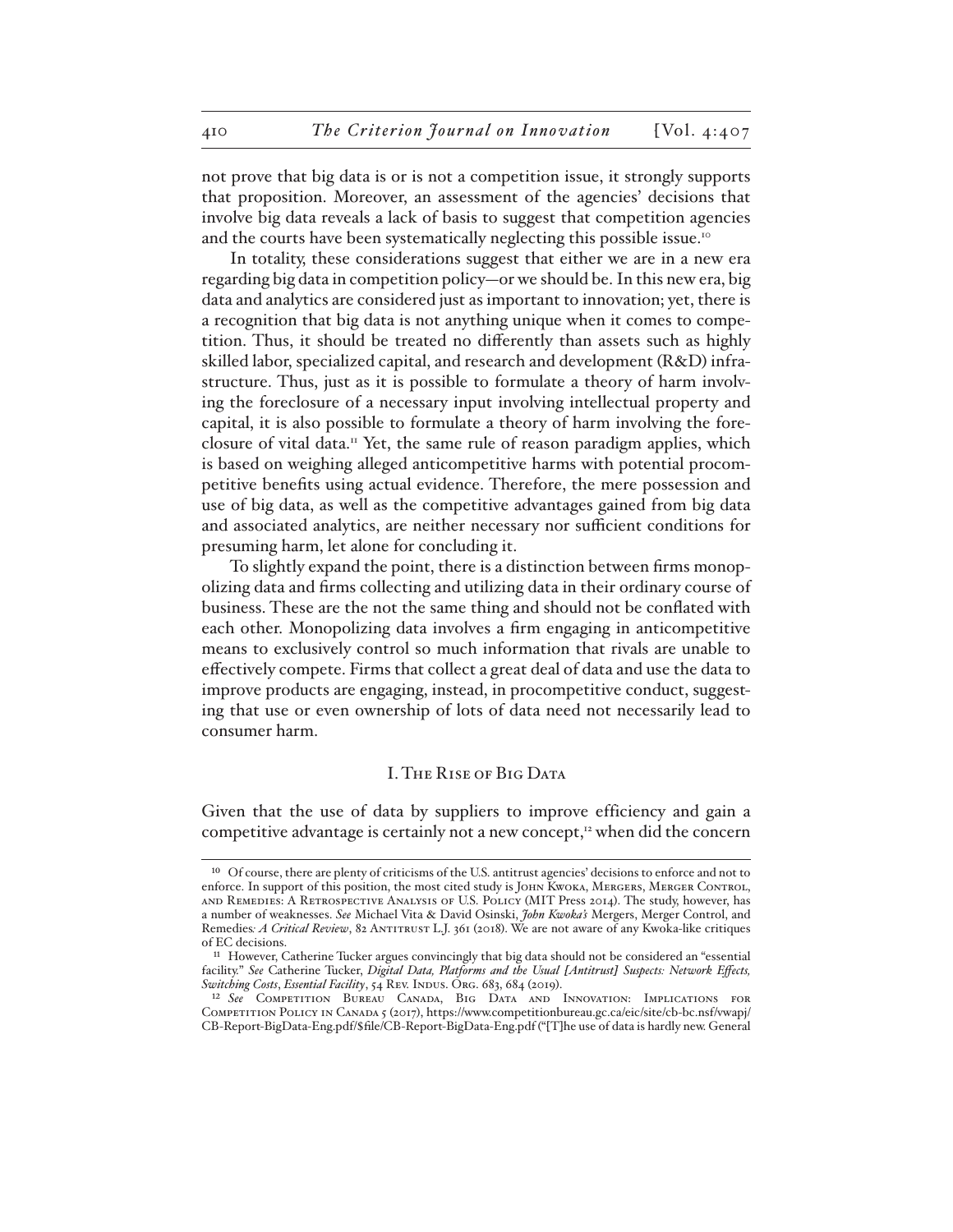not prove that big data is or is not a competition issue, it strongly supports that proposition. Moreover, an assessment of the agencies' decisions that involve big data reveals a lack of basis to suggest that competition agencies and the courts have been systematically neglecting this possible issue.[10]

In totality, these considerations suggest that either we are in a new era regarding big data in competition policy—or we should be. In this new era, big data and analytics are considered just as important to innovation; yet, there is a recognition that big data is not anything unique when it comes to competition. Thus, it should be treated no differently than assets such as highly skilled labor, specialized capital, and research and development (R&D) infrastructure. Thus, just as it is possible to formulate a theory of harm involving the foreclosure of a necessary input involving intellectual property and capital, it is also possible to formulate a theory of harm involving the foreclosure of vital data.[11] Yet, the same rule of reason paradigm applies, which is based on weighing alleged anticompetitive harms with potential procompetitive benefits using actual evidence. Therefore, the mere possession and use of big data, as well as the competitive advantages gained from big data and associated analytics, are neither necessary nor sufficient conditions for presuming harm, let alone for concluding it.

To slightly expand the point, there is a distinction between firms monopolizing data and firms collecting and utilizing data in their ordinary course of business. These are the not the same thing and should not be conflated with each other. Monopolizing data involves a firm engaging in anticompetitive means to exclusively control so much information that rivals are unable to effectively compete. Firms that collect a great deal of data and use the data to improve products are engaging, instead, in procompetitive conduct, suggesting that use or even ownership of lots of data need not necessarily lead to consumer harm.

## I. The Rise of Big Data

Given that the use of data by suppliers to improve efficiency and gain a competitive advantage is certainly not a new concept,[12] when did the concern

---

[10] Of course, there are plenty of criticisms of the U.S. antitrust agencies' decisions to enforce and not to enforce. In support of this position, the most cited study is John Kwoka, Mergers, Merger Control, and Remedies: A Retrospective Analysis of U.S. Policy (MIT Press 2014). The study, however, has a number of weaknesses. *See* Michael Vita & David Osinski, *John Kwoka's* Mergers, Merger Control, and Remedies*: A Critical Review*, 82 Antitrust L.J. 361 (2018). We are not aware of any Kwoka-like critiques of EC decisions.

[11] However, Catherine Tucker argues convincingly that big data should not be considered an "essential facility." *See* Catherine Tucker, *Digital Data, Platforms and the Usual [Antitrust] Suspects: Network Effects, Switching Costs, Essential Facility*, 54 Rev. Indus. Org. 683, 684 (2019).

[12] *See* Competition Bureau Canada, Big Data and Innovation: Implications for Competition Policy in Canada 5 (2017), https://www.competitionbureau.gc.ca/eic/site/cb-bc.nsf/vwapj/CB-Report-BigData-Eng.pdf/$file/CB-Report-BigData-Eng.pdf ("[T]he use of data is hardly new. General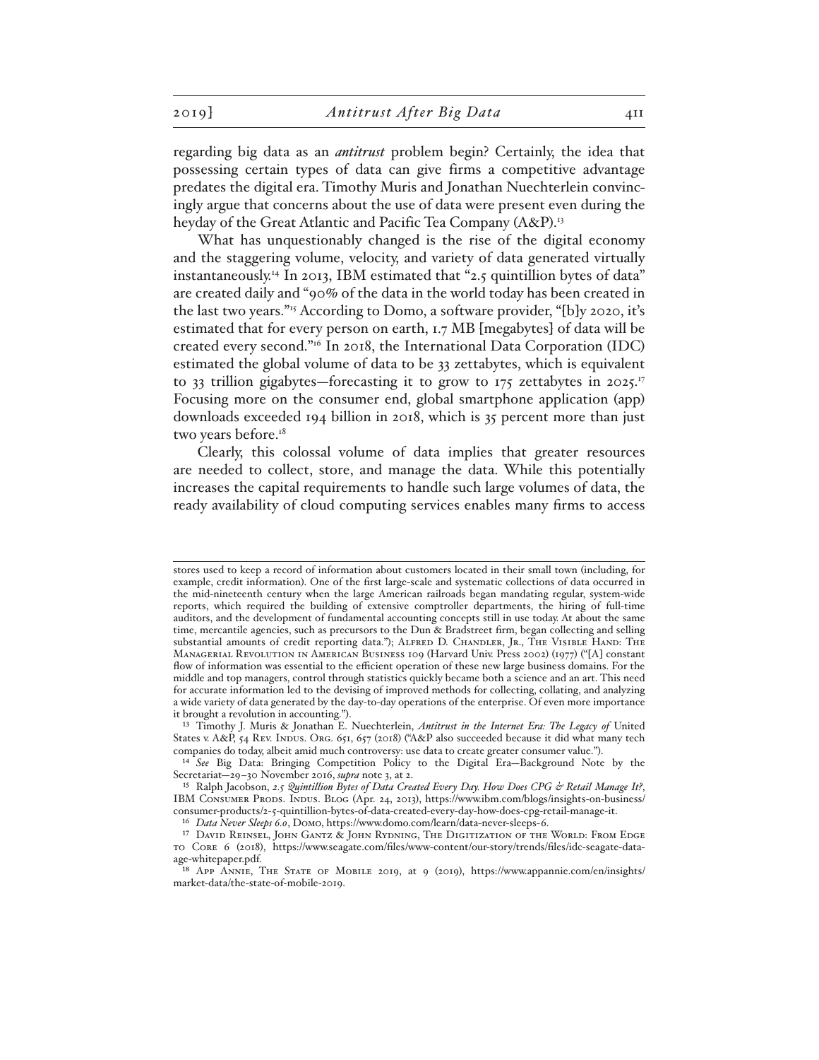regarding big data as an *antitrust* problem begin? Certainly, the idea that possessing certain types of data can give firms a competitive advantage predates the digital era. Timothy Muris and Jonathan Nuechterlein convincingly argue that concerns about the use of data were present even during the heyday of the Great Atlantic and Pacific Tea Company (A&P).[13]

What has unquestionably changed is the rise of the digital economy and the staggering volume, velocity, and variety of data generated virtually instantaneously.[14] In 2013, IBM estimated that "2.5 quintillion bytes of data" are created daily and "90% of the data in the world today has been created in the last two years."[15] According to Domo, a software provider, "[b]y 2020, it's estimated that for every person on earth, 1.7 MB [megabytes] of data will be created every second."[16] In 2018, the International Data Corporation (IDC) estimated the global volume of data to be 33 zettabytes, which is equivalent to 33 trillion gigabytes—forecasting it to grow to 175 zettabytes in 2025.[17] Focusing more on the consumer end, global smartphone application (app) downloads exceeded 194 billion in 2018, which is 35 percent more than just two years before.[18]

Clearly, this colossal volume of data implies that greater resources are needed to collect, store, and manage the data. While this potentially increases the capital requirements to handle such large volumes of data, the ready availability of cloud computing services enables many firms to access

---

stores used to keep a record of information about customers located in their small town (including, for example, credit information). One of the first large-scale and systematic collections of data occurred in the mid-nineteenth century when the large American railroads began mandating regular, system-wide reports, which required the building of extensive comptroller departments, the hiring of full-time auditors, and the development of fundamental accounting concepts still in use today. At about the same time, mercantile agencies, such as precursors to the Dun & Bradstreet firm, began collecting and selling substantial amounts of credit reporting data."); Alfred D. Chandler, Jr., The Visible Hand: The Managerial Revolution in American Business 109 (Harvard Univ. Press 2002) (1977) ("[A] constant flow of information was essential to the efficient operation of these new large business domains. For the middle and top managers, control through statistics quickly became both a science and an art. This need for accurate information led to the devising of improved methods for collecting, collating, and analyzing a wide variety of data generated by the day-to-day operations of the enterprise. Of even more importance it brought a revolution in accounting.").

[13] Timothy J. Muris & Jonathan E. Nuechterlein, *Antitrust in the Internet Era: The Legacy of* United States v. A&P, 54 Rev. Indus. Org. 651, 657 (2018) ("A&P also succeeded because it did what many tech companies do today, albeit amid much controversy: use data to create greater consumer value.").

[14] *See* Big Data: Bringing Competition Policy to the Digital Era—Background Note by the Secretariat—29–30 November 2016, *supra* note 3, at 2.

[15] Ralph Jacobson, *2.5 Quintillion Bytes of Data Created Every Day. How Does CPG & Retail Manage It?*, IBM Consumer Prods. Indus. Blog (Apr. 24, 2013), https://www.ibm.com/blogs/insights-on-business/consumer-products/2-5-quintillion-bytes-of-data-created-every-day-how-does-cpg-retail-manage-it.

[16] *Data Never Sleeps 6.0*, Domo, https://www.domo.com/learn/data-never-sleeps-6.

[17] David Reinsel, John Gantz & John Rydning, The Digitization of the World: From Edge to Core 6 (2018), https://www.seagate.com/files/www-content/our-story/trends/files/idc-seagate-dataage-whitepaper.pdf.

[18] App Annie, The State of Mobile 2019, at 9 (2019), https://www.appannie.com/en/insights/market-data/the-state-of-mobile-2019.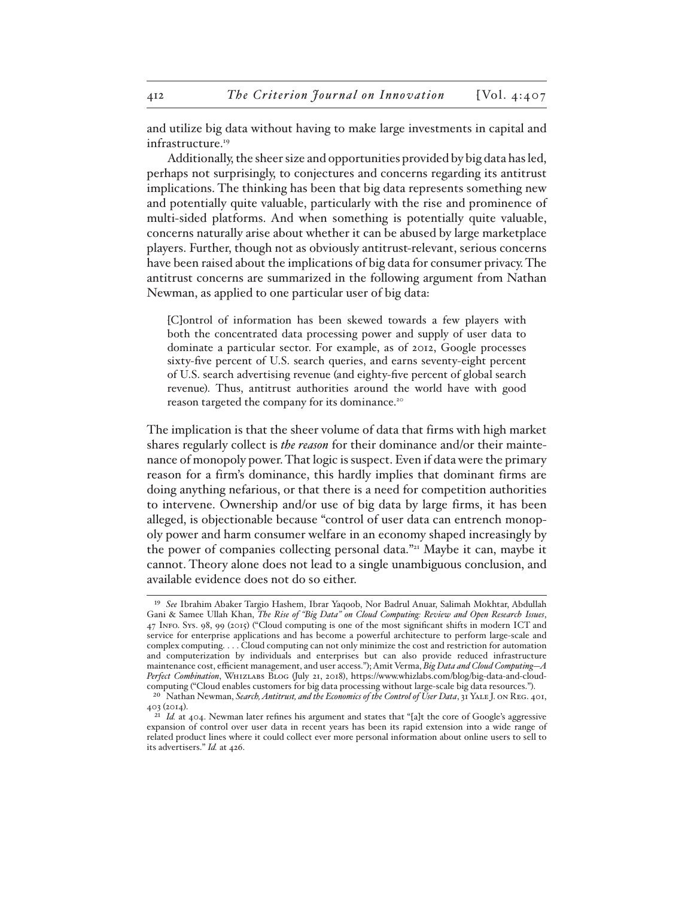and utilize big data without having to make large investments in capital and infrastructure.[19]

Additionally, the sheer size and opportunities provided by big data has led, perhaps not surprisingly, to conjectures and concerns regarding its antitrust implications. The thinking has been that big data represents something new and potentially quite valuable, particularly with the rise and prominence of multi-sided platforms. And when something is potentially quite valuable, concerns naturally arise about whether it can be abused by large marketplace players. Further, though not as obviously antitrust-relevant, serious concerns have been raised about the implications of big data for consumer privacy. The antitrust concerns are summarized in the following argument from Nathan Newman, as applied to one particular user of big data:

> [C]ontrol of information has been skewed towards a few players with both the concentrated data processing power and supply of user data to dominate a particular sector. For example, as of 2012, Google processes sixty-five percent of U.S. search queries, and earns seventy-eight percent of U.S. search advertising revenue (and eighty-five percent of global search revenue). Thus, antitrust authorities around the world have with good reason targeted the company for its dominance.[20]

The implication is that the sheer volume of data that firms with high market shares regularly collect is ***the reason*** for their dominance and/or their maintenance of monopoly power. That logic is suspect. Even if data were the primary reason for a firm's dominance, this hardly implies that dominant firms are doing anything nefarious, or that there is a need for competition authorities to intervene. Ownership and/or use of big data by large firms, it has been alleged, is objectionable because "control of user data can entrench monopoly power and harm consumer welfare in an economy shaped increasingly by the power of companies collecting personal data."[21] Maybe it can, maybe it cannot. Theory alone does not lead to a single unambiguous conclusion, and available evidence does not do so either.

---

[19] *See* Ibrahim Abaker Targio Hashem, Ibrar Yaqoob, Nor Badrul Anuar, Salimah Mokhtar, Abdullah Gani & Samee Ullah Khan, *The Rise of "Big Data" on Cloud Computing: Review and Open Research Issues*, 47 Info. Sys. 98, 99 (2015) ("Cloud computing is one of the most significant shifts in modern ICT and service for enterprise applications and has become a powerful architecture to perform large-scale and complex computing. . . . Cloud computing can not only minimize the cost and restriction for automation and computerization by individuals and enterprises but can also provide reduced infrastructure maintenance cost, efficient management, and user access."); Amit Verma, *Big Data and Cloud Computing—A Perfect Combination*, Whizlabs Blog (July 21, 2018), https://www.whizlabs.com/blog/big-data-and-cloud-computing ("Cloud enables customers for big data processing without large-scale big data resources.").

[20] Nathan Newman, *Search, Antitrust, and the Economics of the Control of User Data*, 31 Yale J. on Reg. 401, 403 (2014).

[21] *Id.* at 404. Newman later refines his argument and states that "[a]t the core of Google's aggressive expansion of control over user data in recent years has been its rapid extension into a wide range of related product lines where it could collect ever more personal information about online users to sell to its advertisers." *Id.* at 426.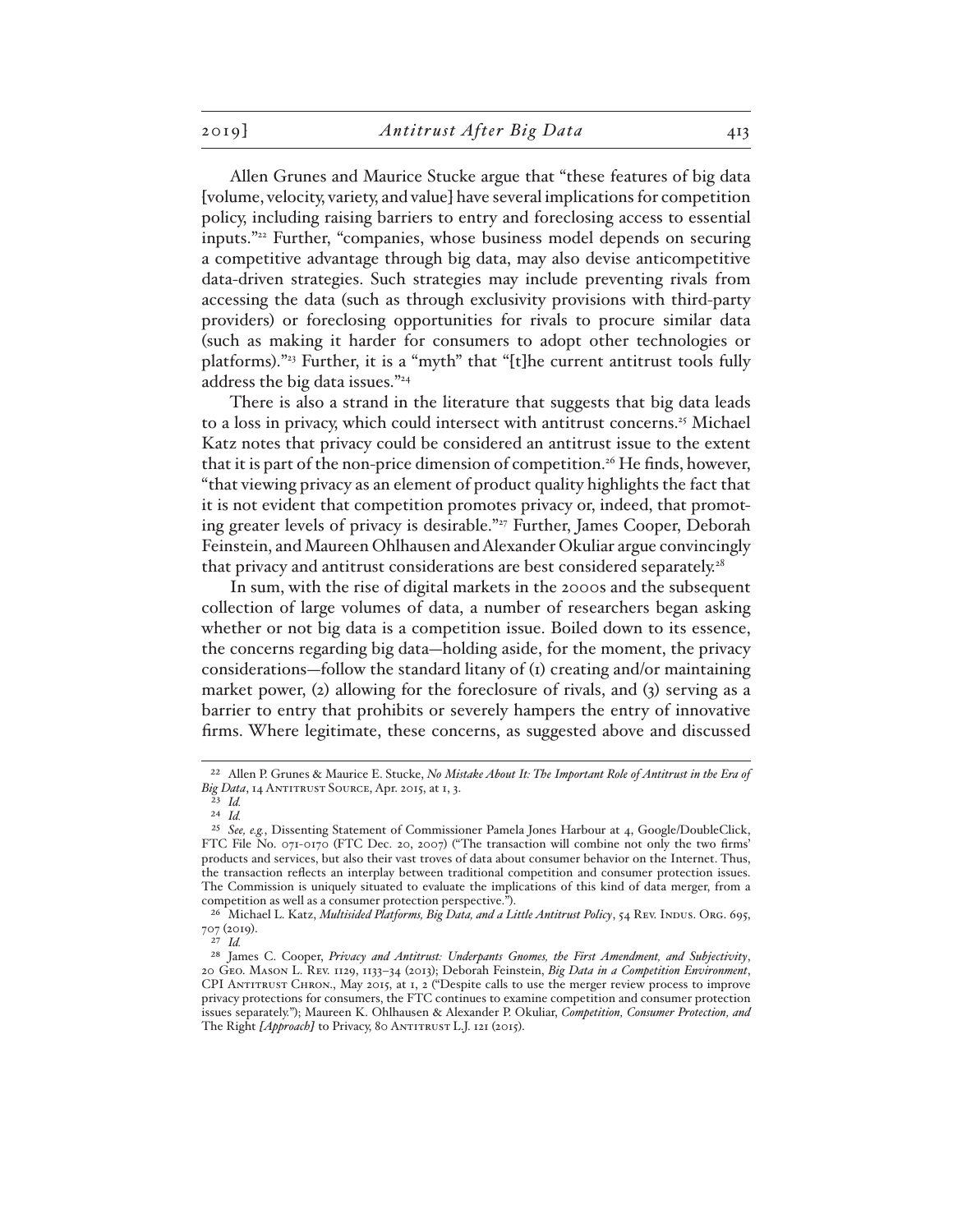Allen Grunes and Maurice Stucke argue that "these features of big data [volume, velocity, variety, and value] have several implications for competition policy, including raising barriers to entry and foreclosing access to essential inputs."[22] Further, "companies, whose business model depends on securing a competitive advantage through big data, may also devise anticompetitive data-driven strategies. Such strategies may include preventing rivals from accessing the data (such as through exclusivity provisions with third-party providers) or foreclosing opportunities for rivals to procure similar data (such as making it harder for consumers to adopt other technologies or platforms)."[23] Further, it is a "myth" that "[t]he current antitrust tools fully address the big data issues."[24]

There is also a strand in the literature that suggests that big data leads to a loss in privacy, which could intersect with antitrust concerns.[25] Michael Katz notes that privacy could be considered an antitrust issue to the extent that it is part of the non-price dimension of competition.[26] He finds, however, "that viewing privacy as an element of product quality highlights the fact that it is not evident that competition promotes privacy or, indeed, that promoting greater levels of privacy is desirable."[27] Further, James Cooper, Deborah Feinstein, and Maureen Ohlhausen and Alexander Okuliar argue convincingly that privacy and antitrust considerations are best considered separately.[28]

In sum, with the rise of digital markets in the 2000s and the subsequent collection of large volumes of data, a number of researchers began asking whether or not big data is a competition issue. Boiled down to its essence, the concerns regarding big data—holding aside, for the moment, the privacy considerations—follow the standard litany of (1) creating and/or maintaining market power, (2) allowing for the foreclosure of rivals, and (3) serving as a barrier to entry that prohibits or severely hampers the entry of innovative firms. Where legitimate, these concerns, as suggested above and discussed

---

[22] Allen P. Grunes & Maurice E. Stucke, *No Mistake About It: The Important Role of Antitrust in the Era of Big Data*, 14 Antitrust Source, Apr. 2015, at 1, 3.

[23] *Id.*

[24] *Id.*

[25] *See, e.g.*, Dissenting Statement of Commissioner Pamela Jones Harbour at 4, Google/DoubleClick, FTC File No. 071-0170 (FTC Dec. 20, 2007) ("The transaction will combine not only the two firms' products and services, but also their vast troves of data about consumer behavior on the Internet. Thus, the transaction reflects an interplay between traditional competition and consumer protection issues. The Commission is uniquely situated to evaluate the implications of this kind of data merger, from a competition as well as a consumer protection perspective.").

[26] Michael L. Katz, *Multisided Platforms, Big Data, and a Little Antitrust Policy*, 54 Rev. Indus. Org. 695, 707 (2019).

[27] *Id.*

[28] James C. Cooper, *Privacy and Antitrust: Underpants Gnomes, the First Amendment, and Subjectivity*, 20 Geo. Mason L. Rev. 1129, 1133–34 (2013); Deborah Feinstein, *Big Data in a Competition Environment*, CPI Antitrust Chron., May 2015, at 1, 2 ("Despite calls to use the merger review process to improve privacy protections for consumers, the FTC continues to examine competition and consumer protection issues separately."); Maureen K. Ohlhausen & Alexander P. Okuliar, *Competition, Consumer Protection, and* The Right *[Approach]* to Privacy, 80 Antitrust L.J. 121 (2015).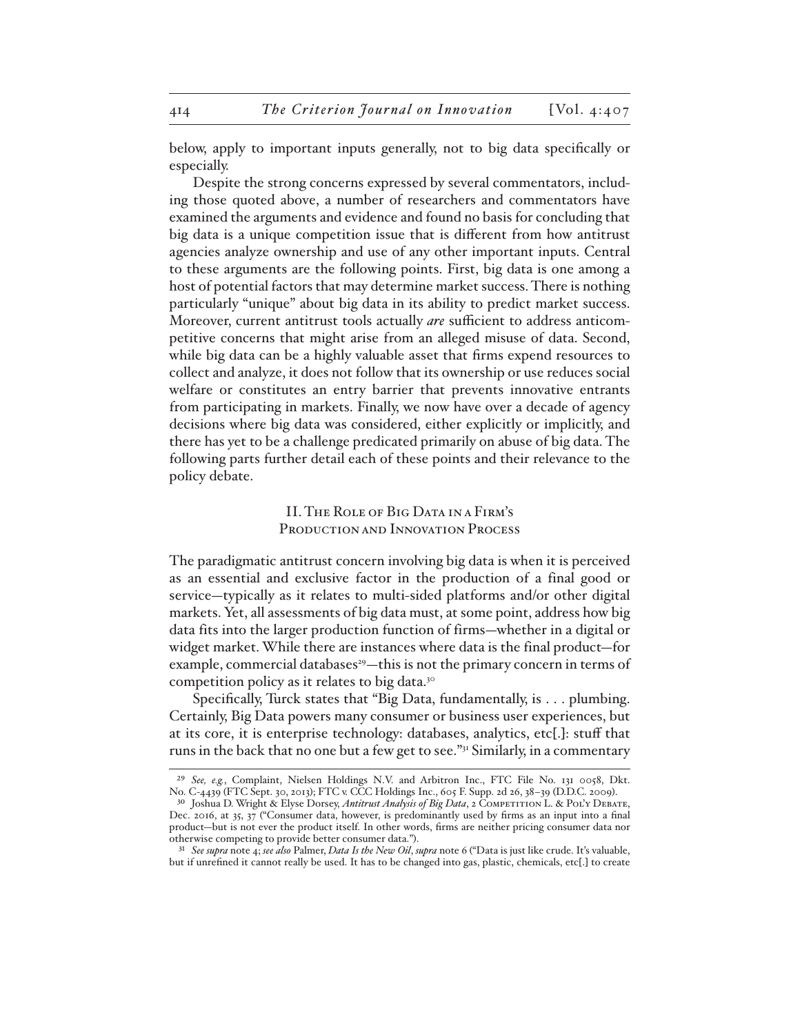below, apply to important inputs generally, not to big data specifically or especially.

Despite the strong concerns expressed by several commentators, including those quoted above, a number of researchers and commentators have examined the arguments and evidence and found no basis for concluding that big data is a unique competition issue that is different from how antitrust agencies analyze ownership and use of any other important inputs. Central to these arguments are the following points. First, big data is one among a host of potential factors that may determine market success. There is nothing particularly "unique" about big data in its ability to predict market success. Moreover, current antitrust tools actually *are* sufficient to address anticompetitive concerns that might arise from an alleged misuse of data. Second, while big data can be a highly valuable asset that firms expend resources to collect and analyze, it does not follow that its ownership or use reduces social welfare or constitutes an entry barrier that prevents innovative entrants from participating in markets. Finally, we now have over a decade of agency decisions where big data was considered, either explicitly or implicitly, and there has yet to be a challenge predicated primarily on abuse of big data. The following parts further detail each of these points and their relevance to the policy debate.

## II. The Role of Big Data in a Firm's Production and Innovation Process

The paradigmatic antitrust concern involving big data is when it is perceived as an essential and exclusive factor in the production of a final good or service—typically as it relates to multi-sided platforms and/or other digital markets. Yet, all assessments of big data must, at some point, address how big data fits into the larger production function of firms—whether in a digital or widget market. While there are instances where data is the final product—for example, commercial databases[29]—this is not the primary concern in terms of competition policy as it relates to big data.[30]

Specifically, Turck states that "Big Data, fundamentally, is . . . plumbing. Certainly, Big Data powers many consumer or business user experiences, but at its core, it is enterprise technology: databases, analytics, etc[.]: stuff that runs in the back that no one but a few get to see."[31] Similarly, in a commentary

---

[29] *See, e.g.*, Complaint, Nielsen Holdings N.V. and Arbitron Inc., FTC File No. 131 0058, Dkt. No. C-4439 (FTC Sept. 30, 2013); FTC v. CCC Holdings Inc., 605 F. Supp. 2d 26, 38–39 (D.D.C. 2009).

[30] Joshua D. Wright & Elyse Dorsey, *Antitrust Analysis of Big Data*, 2 Competition L. & Pol'y Debate, Dec. 2016, at 35, 37 ("Consumer data, however, is predominantly used by firms as an input into a final product—but is not ever the product itself. In other words, firms are neither pricing consumer data nor otherwise competing to provide better consumer data.").

[31] *See supra* note 4; *see also* Palmer, *Data Is the New Oil*, *supra* note 6 ("Data is just like crude. It's valuable, but if unrefined it cannot really be used. It has to be changed into gas, plastic, chemicals, etc[.] to create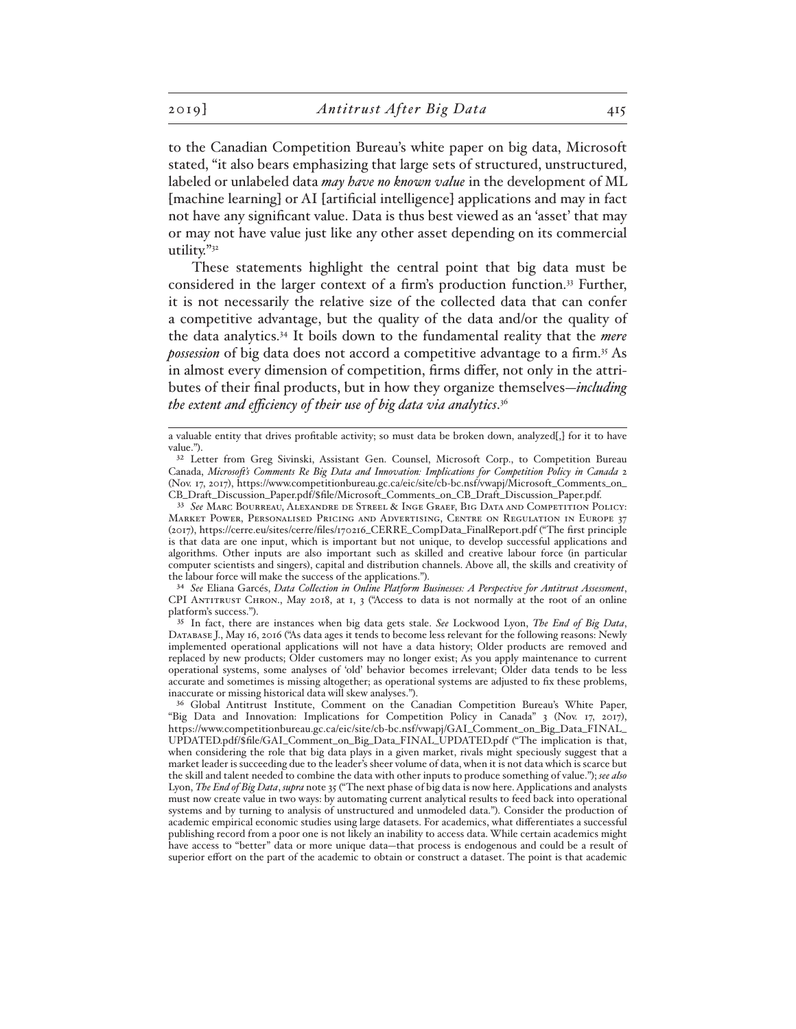to the Canadian Competition Bureau's white paper on big data, Microsoft stated, "it also bears emphasizing that large sets of structured, unstructured, labeled or unlabeled data *may have no known value* in the development of ML [machine learning] or AI [artificial intelligence] applications and may in fact not have any significant value. Data is thus best viewed as an 'asset' that may or may not have value just like any other asset depending on its commercial utility."[32]

These statements highlight the central point that big data must be considered in the larger context of a firm's production function.[33] Further, it is not necessarily the relative size of the collected data that can confer a competitive advantage, but the quality of the data and/or the quality of the data analytics.[34] It boils down to the fundamental reality that the *mere possession* of big data does not accord a competitive advantage to a firm.[35] As in almost every dimension of competition, firms differ, not only in the attributes of their final products, but in how they organize themselves—*including the extent and efficiency of their use of big data via analytics*.[36]

---

a valuable entity that drives profitable activity; so must data be broken down, analyzed[,] for it to have value.").

[32] Letter from Greg Sivinski, Assistant Gen. Counsel, Microsoft Corp., to Competition Bureau Canada, *Microsoft's Comments Re Big Data and Innovation: Implications for Competition Policy in Canada* 2 (Nov. 17, 2017), https://www.competitionbureau.gc.ca/eic/site/cb-bc.nsf/vwapj/Microsoft_Comments_on_CB_Draft_Discussion_Paper.pdf/$file/Microsoft_Comments_on_CB_Draft_Discussion_Paper.pdf.

[33] *See* Marc Bourreau, Alexandre de Streel & Inge Graef, Big Data and Competition Policy: Market Power, Personalised Pricing and Advertising, Centre on Regulation in Europe 37 (2017), https://cerre.eu/sites/cerre/files/170216_CERRE_CompData_FinalReport.pdf ("The first principle is that data are one input, which is important but not unique, to develop successful applications and algorithms. Other inputs are also important such as skilled and creative labour force (in particular computer scientists and singers), capital and distribution channels. Above all, the skills and creativity of the labour force will make the success of the applications.").

[34] *See* Eliana Garcés, *Data Collection in Online Platform Businesses: A Perspective for Antitrust Assessment*, CPI Antitrust Chron., May 2018, at 1, 3 ("Access to data is not normally at the root of an online platform's success.").

[35] In fact, there are instances when big data gets stale. *See* Lockwood Lyon, *The End of Big Data*, Database J., May 16, 2016 ("As data ages it tends to become less relevant for the following reasons: Newly implemented operational applications will not have a data history; Older products are removed and replaced by new products; Older customers may no longer exist; As you apply maintenance to current operational systems, some analyses of 'old' behavior becomes irrelevant; Older data tends to be less accurate and sometimes is missing altogether; as operational systems are adjusted to fix these problems, inaccurate or missing historical data will skew analyses.").

[36] Global Antitrust Institute, Comment on the Canadian Competition Bureau's White Paper, "Big Data and Innovation: Implications for Competition Policy in Canada" 3 (Nov. 17, 2017), https://www.competitionbureau.gc.ca/eic/site/cb-bc.nsf/vwapj/GAI_Comment_on_Big_Data_FINAL_UPDATED.pdf/$file/GAI_Comment_on_Big_Data_FINAL_UPDATED.pdf ("The implication is that, when considering the role that big data plays in a given market, rivals might speciously suggest that a market leader is succeeding due to the leader's sheer volume of data, when it is not data which is scarce but the skill and talent needed to combine the data with other inputs to produce something of value."); *see also* Lyon, *The End of Big Data*, *supra* note 35 ("The next phase of big data is now here. Applications and analysts must now create value in two ways: by automating current analytical results to feed back into operational systems and by turning to analysis of unstructured and unmodeled data."). Consider the production of academic empirical economic studies using large datasets. For academics, what differentiates a successful publishing record from a poor one is not likely an inability to access data. While certain academics might have access to "better" data or more unique data—that process is endogenous and could be a result of superior effort on the part of the academic to obtain or construct a dataset. The point is that academic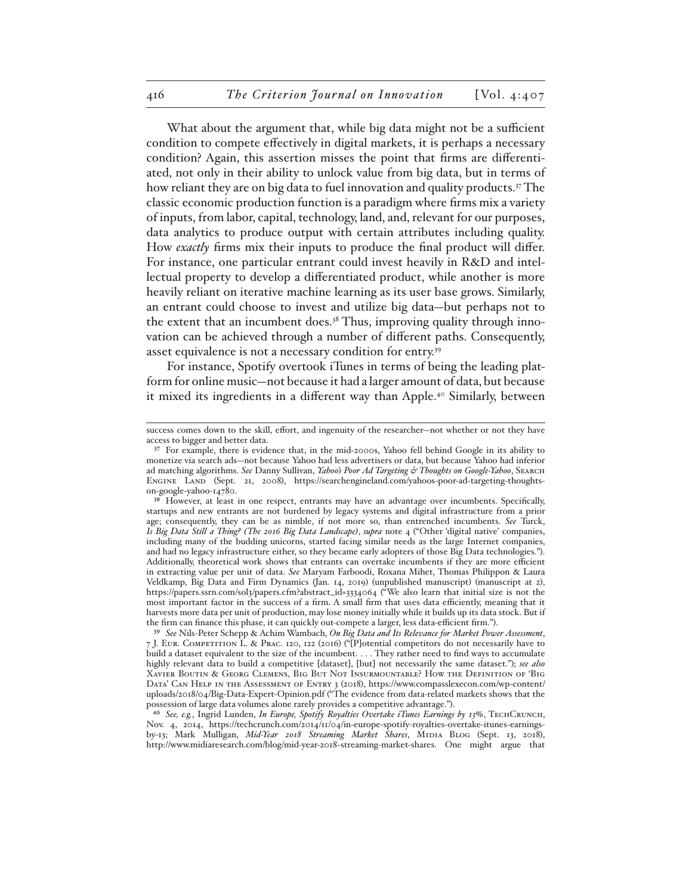What about the argument that, while big data might not be a sufficient condition to compete effectively in digital markets, it is perhaps a necessary condition? Again, this assertion misses the point that firms are differentiated, not only in their ability to unlock value from big data, but in terms of how reliant they are on big data to fuel innovation and quality products.[37] The classic economic production function is a paradigm where firms mix a variety of inputs, from labor, capital, technology, land, and, relevant for our purposes, data analytics to produce output with certain attributes including quality. How *exactly* firms mix their inputs to produce the final product will differ. For instance, one particular entrant could invest heavily in R&D and intellectual property to develop a differentiated product, while another is more heavily reliant on iterative machine learning as its user base grows. Similarly, an entrant could choose to invest and utilize big data—but perhaps not to the extent that an incumbent does.[38] Thus, improving quality through innovation can be achieved through a number of different paths. Consequently, asset equivalence is not a necessary condition for entry.[39]

For instance, Spotify overtook iTunes in terms of being the leading platform for online music—not because it had a larger amount of data, but because it mixed its ingredients in a different way than Apple.[40] Similarly, between

---

success comes down to the skill, effort, and ingenuity of the researcher—not whether or not they have access to bigger and better data.

[37] For example, there is evidence that, in the mid-2000s, Yahoo fell behind Google in its ability to monetize via search ads—not because Yahoo had less advertisers or data, but because Yahoo had inferior ad matching algorithms. *See* Danny Sullivan, *Yahoo's Poor Ad Targeting & Thoughts on Google-Yahoo*, Search Engine Land (Sept. 21, 2008), https://searchengineland.com/yahoos-poor-ad-targeting-thoughts-on-google-yahoo-14780.

[38] However, at least in one respect, entrants may have an advantage over incumbents. Specifically, startups and new entrants are not burdened by legacy systems and digital infrastructure from a prior age; consequently, they can be as nimble, if not more so, than entrenched incumbents. *See* Turck, *Is Big Data Still a Thing? (The 2016 Big Data Landscape)*, *supra* note 4 ("Other 'digital native' companies, including many of the budding unicorns, started facing similar needs as the large Internet companies, and had no legacy infrastructure either, so they became early adopters of those Big Data technologies."). Additionally, theoretical work shows that entrants can overtake incumbents if they are more efficient in extracting value per unit of data. *See* Maryam Farboodi, Roxana Mihet, Thomas Philippon & Laura Veldkamp, Big Data and Firm Dynamics (Jan. 14, 2019) (unpublished manuscript) (manuscript at 2), https://papers.ssrn.com/sol3/papers.cfm?abstract_id=3334064 ("We also learn that initial size is not the most important factor in the success of a firm. A small firm that uses data efficiently, meaning that it harvests more data per unit of production, may lose money initially while it builds up its data stock. But if the firm can finance this phase, it can quickly out-compete a larger, less data-efficient firm.").

[39] *See* Nils-Peter Schepp & Achim Wambach, *On Big Data and Its Relevance for Market Power Assessment*, 7 J. Eur. Competition L. & Prac. 120, 122 (2016) ("[P]otential competitors do not necessarily have to build a dataset equivalent to the size of the incumbent. . . . They rather need to find ways to accumulate highly relevant data to build a competitive [dataset], [but] not necessarily the same dataset."); *see also* Xavier Boutin & Georg Clemens, Big But Not Insurmountable? How the Definition of 'Big Data' Can Help in the Assessment of Entry 3 (2018), https://www.compasslexecon.com/wp-content/uploads/2018/04/Big-Data-Expert-Opinion.pdf ("The evidence from data-related markets shows that the possession of large data volumes alone rarely provides a competitive advantage.").

[40] *See, e.g.*, Ingrid Lunden, *In Europe, Spotify Royalties Overtake iTunes Earnings by 13%*, TechCrunch, Nov. 4, 2014, https://techcrunch.com/2014/11/04/in-europe-spotify-royalties-overtake-itunes-earnings-by-13; Mark Mulligan, *Mid-Year 2018 Streaming Market Shares*, Midia Blog (Sept. 13, 2018), http://www.midiaresearch.com/blog/mid-year-2018-streaming-market-shares. One might argue that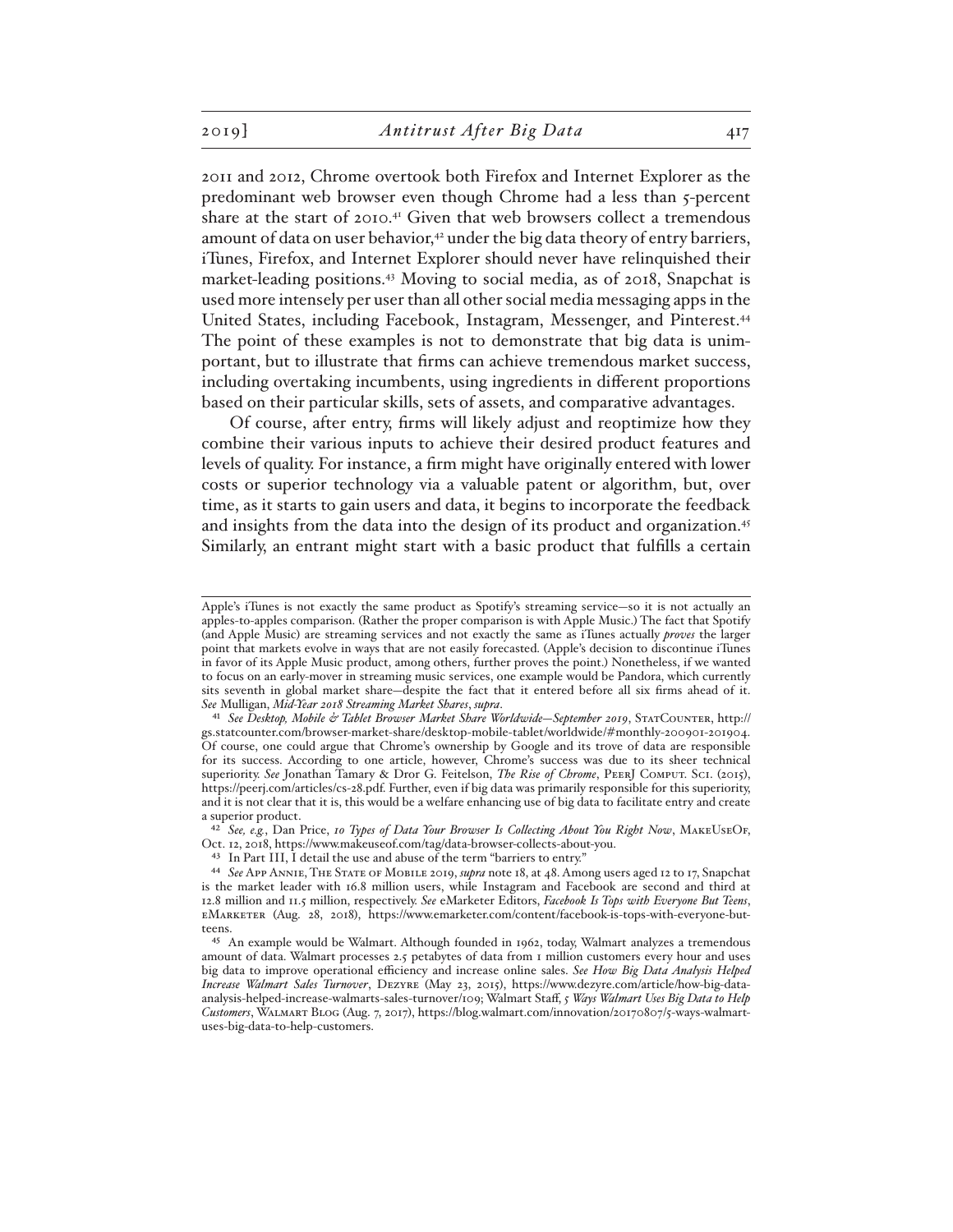2011 and 2012, Chrome overtook both Firefox and Internet Explorer as the predominant web browser even though Chrome had a less than 5-percent share at the start of 2010.[41] Given that web browsers collect a tremendous amount of data on user behavior,[42] under the big data theory of entry barriers, iTunes, Firefox, and Internet Explorer should never have relinquished their market-leading positions.[43] Moving to social media, as of 2018, Snapchat is used more intensely per user than all other social media messaging apps in the United States, including Facebook, Instagram, Messenger, and Pinterest.[44] The point of these examples is not to demonstrate that big data is unimportant, but to illustrate that firms can achieve tremendous market success, including overtaking incumbents, using ingredients in different proportions based on their particular skills, sets of assets, and comparative advantages.

Of course, after entry, firms will likely adjust and reoptimize how they combine their various inputs to achieve their desired product features and levels of quality. For instance, a firm might have originally entered with lower costs or superior technology via a valuable patent or algorithm, but, over time, as it starts to gain users and data, it begins to incorporate the feedback and insights from the data into the design of its product and organization.[45] Similarly, an entrant might start with a basic product that fulfills a certain

---

Apple's iTunes is not exactly the same product as Spotify's streaming service—so it is not actually an apples-to-apples comparison. (Rather the proper comparison is with Apple Music.) The fact that Spotify (and Apple Music) are streaming services and not exactly the same as iTunes actually *proves* the larger point that markets evolve in ways that are not easily forecasted. (Apple's decision to discontinue iTunes in favor of its Apple Music product, among others, further proves the point.) Nonetheless, if we wanted to focus on an early-mover in streaming music services, one example would be Pandora, which currently sits seventh in global market share—despite the fact that it entered before all six firms ahead of it. *See* Mulligan, *Mid-Year 2018 Streaming Market Shares*, *supra*.

[41] *See Desktop, Mobile & Tablet Browser Market Share Worldwide—September 2019*, StatCounter, http://gs.statcounter.com/browser-market-share/desktop-mobile-tablet/worldwide/#monthly-200901-201904. Of course, one could argue that Chrome's ownership by Google and its trove of data are responsible for its success. According to one article, however, Chrome's success was due to its sheer technical superiority. *See* Jonathan Tamary & Dror G. Feitelson, *The Rise of Chrome*, PeerJ Comput. Sci. (2015), https://peerj.com/articles/cs-28.pdf. Further, even if big data was primarily responsible for this superiority, and it is not clear that it is, this would be a welfare enhancing use of big data to facilitate entry and create a superior product.

[42] *See, e.g.*, Dan Price, *10 Types of Data Your Browser Is Collecting About You Right Now*, MakeUseOf, Oct. 12, 2018, https://www.makeuseof.com/tag/data-browser-collects-about-you.

[43] In Part III, I detail the use and abuse of the term "barriers to entry."

[44] *See* App Annie, The State of Mobile 2019, *supra* note 18, at 48. Among users aged 12 to 17, Snapchat is the market leader with 16.8 million users, while Instagram and Facebook are second and third at 12.8 million and 11.5 million, respectively. *See* eMarketer Editors, *Facebook Is Tops with Everyone But Teens*, eMarketer (Aug. 28, 2018), https://www.emarketer.com/content/facebook-is-tops-with-everyone-but-teens.

[45] An example would be Walmart. Although founded in 1962, today, Walmart analyzes a tremendous amount of data. Walmart processes 2.5 petabytes of data from 1 million customers every hour and uses big data to improve operational efficiency and increase online sales. *See How Big Data Analysis Helped Increase Walmart Sales Turnover*, Dezyre (May 23, 2015), https://www.dezyre.com/article/how-big-data-analysis-helped-increase-walmarts-sales-turnover/109; Walmart Staff, *5 Ways Walmart Uses Big Data to Help Customers*, Walmart Blog (Aug. 7, 2017), https://blog.walmart.com/innovation/20170807/5-ways-walmart-uses-big-data-to-help-customers.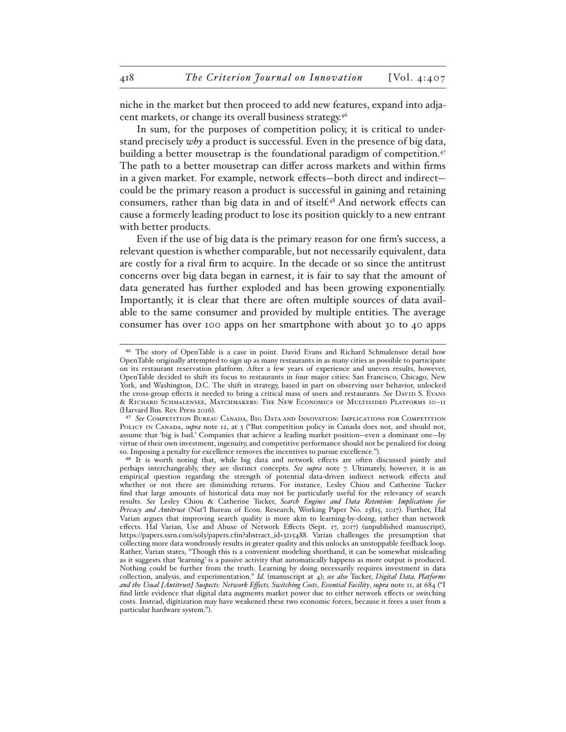niche in the market but then proceed to add new features, expand into adjacent markets, or change its overall business strategy.[46]

In sum, for the purposes of competition policy, it is critical to understand precisely *why* a product is successful. Even in the presence of big data, building a better mousetrap is the foundational paradigm of competition.[47] The path to a better mousetrap can differ across markets and within firms in a given market. For example, network effects—both direct and indirect—could be the primary reason a product is successful in gaining and retaining consumers, rather than big data in and of itself.[48] And network effects can cause a formerly leading product to lose its position quickly to a new entrant with better products.

Even if the use of big data is the primary reason for one firm's success, a relevant question is whether comparable, but not necessarily equivalent, data are costly for a rival firm to acquire. In the decade or so since the antitrust concerns over big data began in earnest, it is fair to say that the amount of data generated has further exploded and has been growing exponentially. Importantly, it is clear that there are often multiple sources of data available to the same consumer and provided by multiple entities. The average consumer has over 100 apps on her smartphone with about 30 to 40 apps

---

[46] The story of OpenTable is a case in point. David Evans and Richard Schmalensee detail how OpenTable originally attempted to sign up as many restaurants in as many cities as possible to participate on its restaurant reservation platform. After a few years of experience and uneven results, however, OpenTable decided to shift its focus to restaurants in four major cities: San Francisco, Chicago, New York, and Washington, D.C. The shift in strategy, based in part on observing user behavior, unlocked the cross-group effects it needed to bring a critical mass of users and restaurants. *See* David S. Evans & Richard Schmalensee, Matchmakers: The New Economics of Multisided Platforms 10–11 (Harvard Bus. Rev. Press 2016).

[47] *See* Competition Bureau Canada, Big Data and Innovation: Implications for Competition Policy in Canada, *supra* note 12, at 3 ("But competition policy in Canada does not, and should not, assume that 'big is bad.' Companies that achieve a leading market position—even a dominant one—by virtue of their own investment, ingenuity, and competitive performance should not be penalized for doing so. Imposing a penalty for excellence removes the incentives to pursue excellence.").

[48] It is worth noting that, while big data and network effects are often discussed jointly and perhaps interchangeably, they are distinct concepts. *See supra* note 7. Ultimately, however, it is an empirical question regarding the strength of potential data-driven indirect network effects and whether or not there are diminishing returns. For instance, Lesley Chiou and Catherine Tucker find that large amounts of historical data may not be particularly useful for the relevancy of search results. *See* Lesley Chiou & Catherine Tucker, *Search Engines and Data Retention: Implications for Privacy and Antitrust* (Nat'l Bureau of Econ. Research, Working Paper No. 23815, 2017). Further, Hal Varian argues that improving search quality is more akin to learning-by-doing, rather than network effects. Hal Varian, Use and Abuse of Network Effects (Sept. 17, 2017) (unpublished manuscript), https://papers.ssrn.com/sol3/papers.cfm?abstract_id=3215488. Varian challenges the presumption that collecting more data wondrously results in greater quality and this unlocks an unstoppable feedback loop. Rather, Varian states, "Though this is a convenient modeling shorthand, it can be somewhat misleading as it suggests that 'learning' is a passive activity that automatically happens as more output is produced. Nothing could be further from the truth. Learning by doing necessarily requires investment in data collection, analysis, and experimentation." *Id.* (manuscript at 4); *see also* Tucker, *Digital Data, Platforms and the Usual [Antitrust] Suspects: Network Effects, Switching Costs*, *Essential Facility*, *supra* note 11, at 684 ("I find little evidence that digital data augments market power due to either network effects or switching costs. Instead, digitization may have weakened these two economic forces, because it frees a user from a particular hardware system.").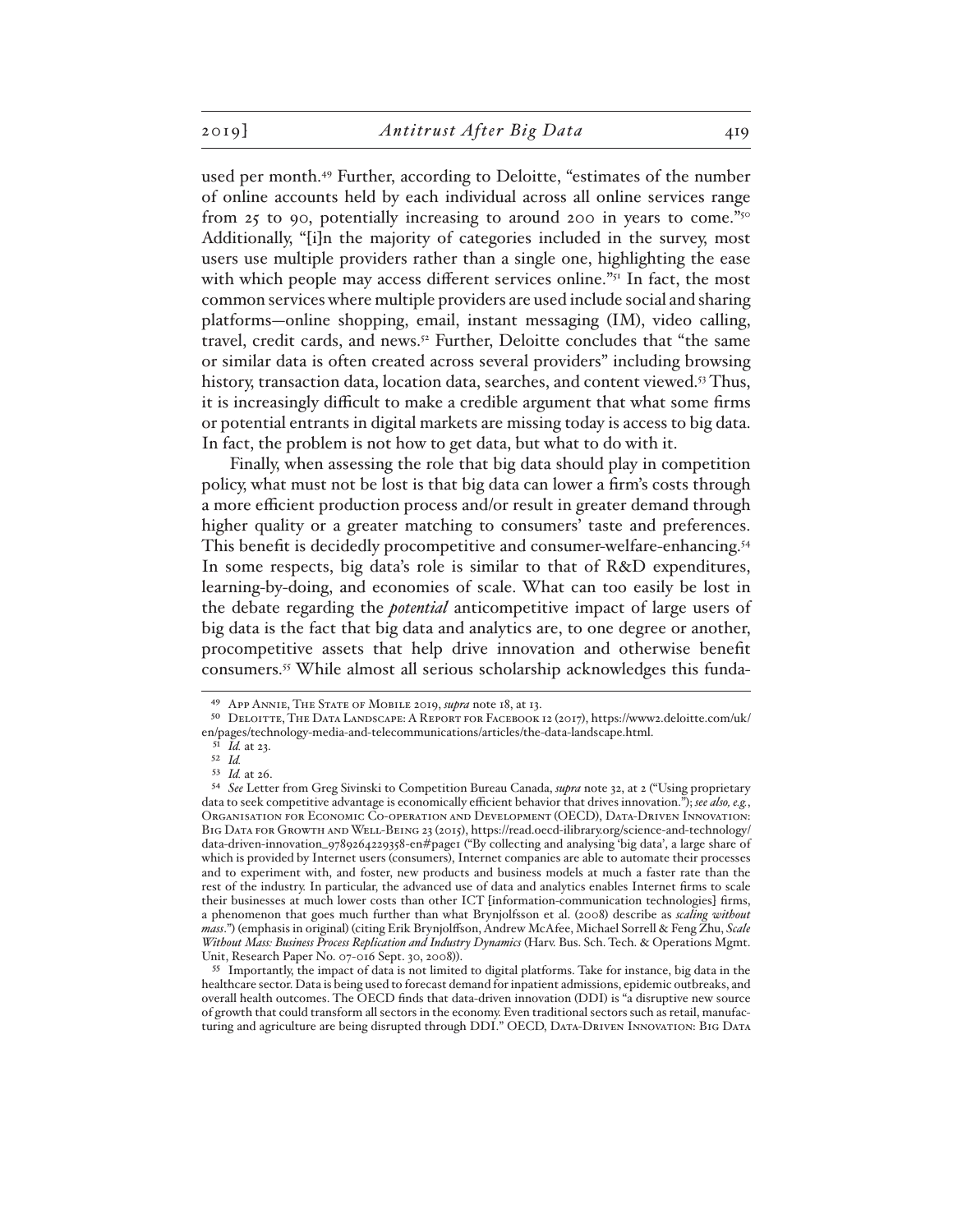used per month.[49] Further, according to Deloitte, "estimates of the number of online accounts held by each individual across all online services range from 25 to 90, potentially increasing to around 200 in years to come."[50] Additionally, "[i]n the majority of categories included in the survey, most users use multiple providers rather than a single one, highlighting the ease with which people may access different services online."[51] In fact, the most common services where multiple providers are used include social and sharing platforms—online shopping, email, instant messaging (IM), video calling, travel, credit cards, and news.[52] Further, Deloitte concludes that "the same or similar data is often created across several providers" including browsing history, transaction data, location data, searches, and content viewed.[53] Thus, it is increasingly difficult to make a credible argument that what some firms or potential entrants in digital markets are missing today is access to big data. In fact, the problem is not how to get data, but what to do with it.

Finally, when assessing the role that big data should play in competition policy, what must not be lost is that big data can lower a firm's costs through a more efficient production process and/or result in greater demand through higher quality or a greater matching to consumers' taste and preferences. This benefit is decidedly procompetitive and consumer-welfare-enhancing.[54] In some respects, big data's role is similar to that of R&D expenditures, learning-by-doing, and economies of scale. What can too easily be lost in the debate regarding the ***potential*** anticompetitive impact of large users of big data is the fact that big data and analytics are, to one degree or another, procompetitive assets that help drive innovation and otherwise benefit consumers.[55] While almost all serious scholarship acknowledges this funda-

---

[49] App Annie, The State of Mobile 2019, *supra* note 18, at 13.

[50] Deloitte, The Data Landscape: A Report for Facebook 12 (2017), https://www2.deloitte.com/uk/en/pages/technology-media-and-telecommunications/articles/the-data-landscape.html.

[51] *Id.* at 23.

[52] *Id.*

[53] *Id.* at 26.

[54] *See* Letter from Greg Sivinski to Competition Bureau Canada, *supra* note 32, at 2 ("Using proprietary data to seek competitive advantage is economically efficient behavior that drives innovation."); *see also, e.g.*, Organisation for Economic Co-operation and Development (OECD), Data-Driven Innovation: Big Data for Growth and Well-Being 23 (2015), https://read.oecd-ilibrary.org/science-and-technology/data-driven-innovation_9789264229358-en#page1 ("By collecting and analysing 'big data', a large share of which is provided by Internet users (consumers), Internet companies are able to automate their processes and to experiment with, and foster, new products and business models at much a faster rate than the rest of the industry. In particular, the advanced use of data and analytics enables Internet firms to scale their businesses at much lower costs than other ICT [information-communication technologies] firms, a phenomenon that goes much further than what Brynjolfsson et al. (2008) describe as *scaling without mass*.") (emphasis in original) (citing Erik Brynjolffson, Andrew McAfee, Michael Sorrell & Feng Zhu, *Scale Without Mass: Business Process Replication and Industry Dynamics* (Harv. Bus. Sch. Tech. & Operations Mgmt. Unit, Research Paper No. 07-016 Sept. 30, 2008)).

[55] Importantly, the impact of data is not limited to digital platforms. Take for instance, big data in the healthcare sector. Data is being used to forecast demand for inpatient admissions, epidemic outbreaks, and overall health outcomes. The OECD finds that data-driven innovation (DDI) is "a disruptive new source of growth that could transform all sectors in the economy. Even traditional sectors such as retail, manufacturing and agriculture are being disrupted through DDI." OECD, Data-Driven Innovation: Big Data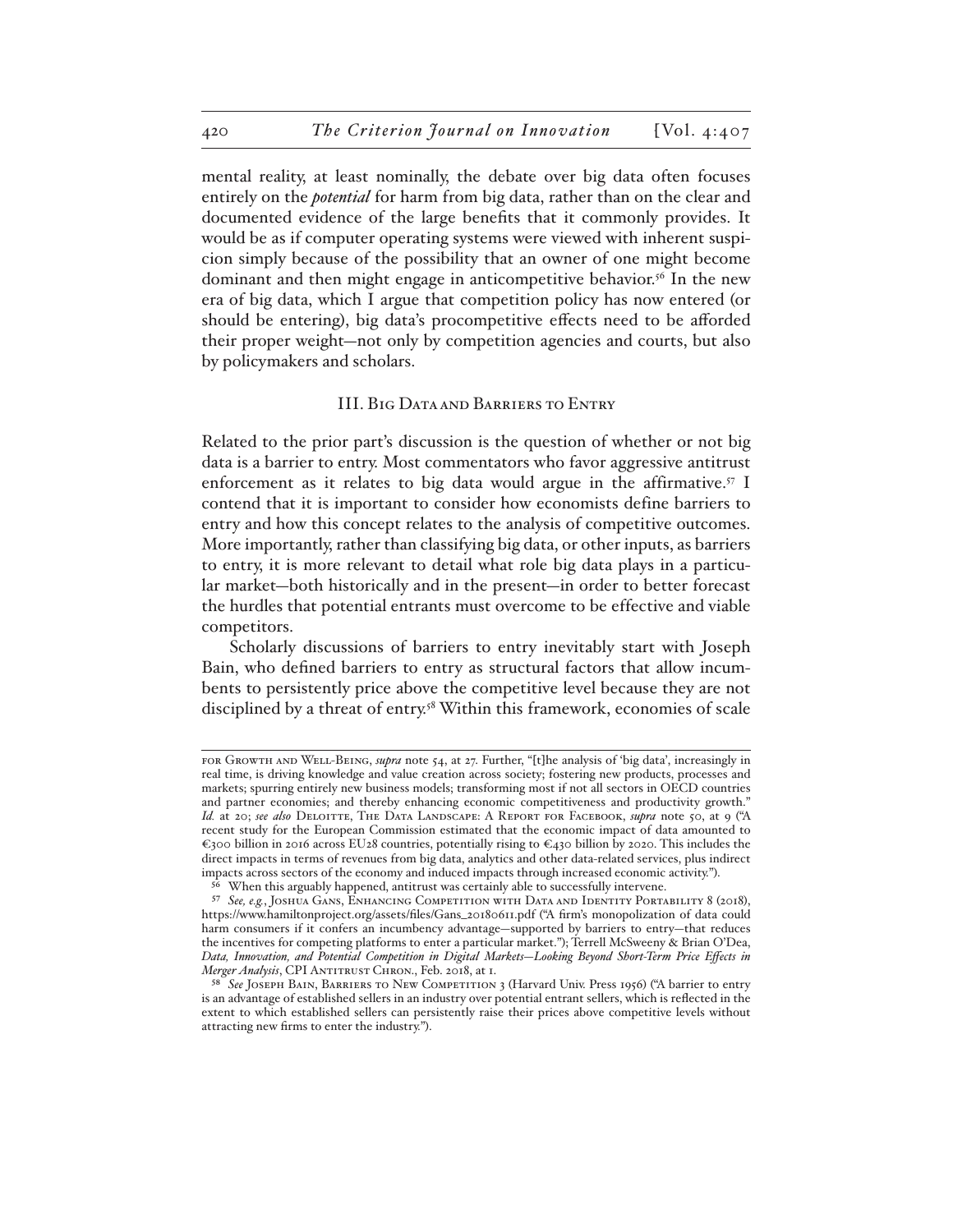mental reality, at least nominally, the debate over big data often focuses entirely on the ***potential*** for harm from big data, rather than on the clear and documented evidence of the large benefits that it commonly provides. It would be as if computer operating systems were viewed with inherent suspicion simply because of the possibility that an owner of one might become dominant and then might engage in anticompetitive behavior.[56] In the new era of big data, which I argue that competition policy has now entered (or should be entering), big data's procompetitive effects need to be afforded their proper weight—not only by competition agencies and courts, but also by policymakers and scholars.

## III. Big Data and Barriers to Entry

Related to the prior part's discussion is the question of whether or not big data is a barrier to entry. Most commentators who favor aggressive antitrust enforcement as it relates to big data would argue in the affirmative.[57] I contend that it is important to consider how economists define barriers to entry and how this concept relates to the analysis of competitive outcomes. More importantly, rather than classifying big data, or other inputs, as barriers to entry, it is more relevant to detail what role big data plays in a particular market—both historically and in the present—in order to better forecast the hurdles that potential entrants must overcome to be effective and viable competitors.

Scholarly discussions of barriers to entry inevitably start with Joseph Bain, who defined barriers to entry as structural factors that allow incumbents to persistently price above the competitive level because they are not disciplined by a threat of entry.[58] Within this framework, economies of scale

---

for Growth and Well-Being, *supra* note 54, at 27. Further, "[t]he analysis of 'big data', increasingly in real time, is driving knowledge and value creation across society; fostering new products, processes and markets; spurring entirely new business models; transforming most if not all sectors in OECD countries and partner economies; and thereby enhancing economic competitiveness and productivity growth." *Id.* at 20; *see also* Deloitte, The Data Landscape: A Report for Facebook, *supra* note 50, at 9 ("A recent study for the European Commission estimated that the economic impact of data amounted to €300 billion in 2016 across EU28 countries, potentially rising to €430 billion by 2020. This includes the direct impacts in terms of revenues from big data, analytics and other data-related services, plus indirect impacts across sectors of the economy and induced impacts through increased economic activity.").

[56] When this arguably happened, antitrust was certainly able to successfully intervene.

[57] *See, e.g.*, Joshua Gans, Enhancing Competition with Data and Identity Portability 8 (2018), https://www.hamiltonproject.org/assets/files/Gans_20180611.pdf ("A firm's monopolization of data could harm consumers if it confers an incumbency advantage—supported by barriers to entry—that reduces the incentives for competing platforms to enter a particular market."); Terrell McSweeny & Brian O'Dea, *Data, Innovation, and Potential Competition in Digital Markets—Looking Beyond Short-Term Price Effects in Merger Analysis*, CPI Antitrust Chron., Feb. 2018, at 1.

[58] *See* Joseph Bain, Barriers to New Competition 3 (Harvard Univ. Press 1956) ("A barrier to entry is an advantage of established sellers in an industry over potential entrant sellers, which is reflected in the extent to which established sellers can persistently raise their prices above competitive levels without attracting new firms to enter the industry.").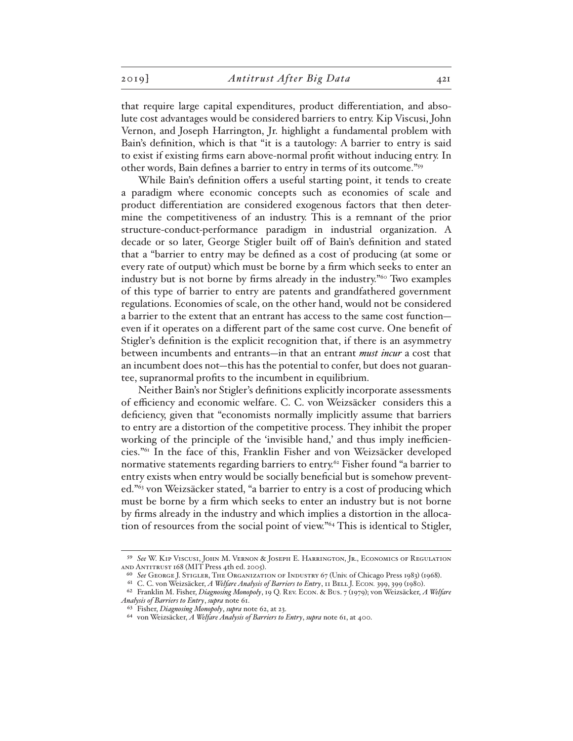that require large capital expenditures, product differentiation, and absolute cost advantages would be considered barriers to entry. Kip Viscusi, John Vernon, and Joseph Harrington, Jr. highlight a fundamental problem with Bain's definition, which is that "it is a tautology: A barrier to entry is said to exist if existing firms earn above-normal profit without inducing entry. In other words, Bain defines a barrier to entry in terms of its outcome."[59]

While Bain's definition offers a useful starting point, it tends to create a paradigm where economic concepts such as economies of scale and product differentiation are considered exogenous factors that then determine the competitiveness of an industry. This is a remnant of the prior structure-conduct-performance paradigm in industrial organization. A decade or so later, George Stigler built off of Bain's definition and stated that a "barrier to entry may be defined as a cost of producing (at some or every rate of output) which must be borne by a firm which seeks to enter an industry but is not borne by firms already in the industry."[60] Two examples of this type of barrier to entry are patents and grandfathered government regulations. Economies of scale, on the other hand, would not be considered a barrier to the extent that an entrant has access to the same cost function—even if it operates on a different part of the same cost curve. One benefit of Stigler's definition is the explicit recognition that, if there is an asymmetry between incumbents and entrants—in that an entrant ***must incur*** a cost that an incumbent does not—this has the potential to confer, but does not guarantee, supranormal profits to the incumbent in equilibrium.

Neither Bain's nor Stigler's definitions explicitly incorporate assessments of efficiency and economic welfare. C. C. von Weizsäcker considers this a deficiency, given that "economists normally implicitly assume that barriers to entry are a distortion of the competitive process. They inhibit the proper working of the principle of the 'invisible hand,' and thus imply inefficiencies."[61] In the face of this, Franklin Fisher and von Weizsäcker developed normative statements regarding barriers to entry.[62] Fisher found "a barrier to entry exists when entry would be socially beneficial but is somehow prevented."[63] von Weizsäcker stated, "a barrier to entry is a cost of producing which must be borne by a firm which seeks to enter an industry but is not borne by firms already in the industry and which implies a distortion in the allocation of resources from the social point of view."[64] This is identical to Stigler,

---

[59] *See* W. Kip Viscusi, John M. Vernon & Joseph E. Harrington, Jr., Economics of Regulation and Antitrust 168 (MIT Press 4th ed. 2005).

[60] *See* George J. Stigler, The Organization of Industry 67 (Univ. of Chicago Press 1983) (1968).

[61] C. C. von Weizsäcker, *A Welfare Analysis of Barriers to Entry*, 11 Bell J. Econ. 399, 399 (1980).

[62] Franklin M. Fisher, *Diagnosing Monopoly*, 19 Q. Rev. Econ. & Bus. 7 (1979); von Weizsäcker, *A Welfare Analysis of Barriers to Entry*, *supra* note 61.

[63] Fisher, *Diagnosing Monopoly*, *supra* note 62, at 23.

[64] von Weizsäcker, *A Welfare Analysis of Barriers to Entry*, *supra* note 61, at 400.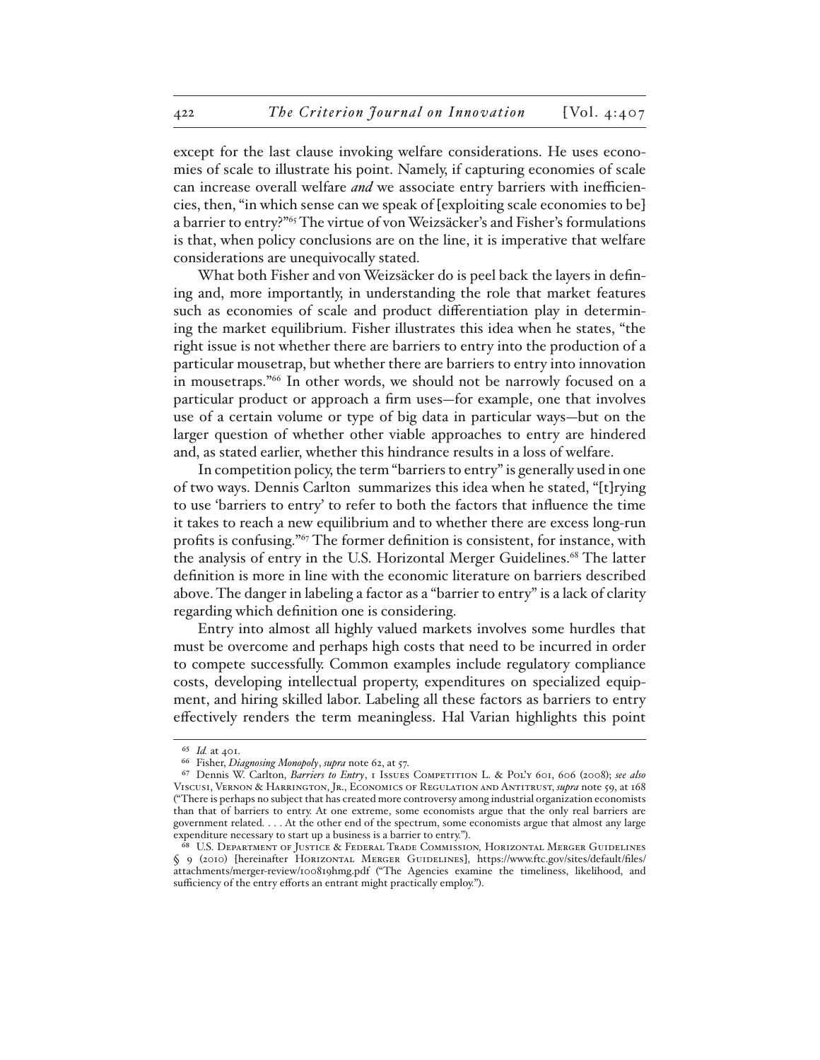except for the last clause invoking welfare considerations. He uses economies of scale to illustrate his point. Namely, if capturing economies of scale can increase overall welfare *and* we associate entry barriers with inefficiencies, then, "in which sense can we speak of [exploiting scale economies to be] a barrier to entry?"[65] The virtue of von Weizsäcker's and Fisher's formulations is that, when policy conclusions are on the line, it is imperative that welfare considerations are unequivocally stated.

What both Fisher and von Weizsäcker do is peel back the layers in defining and, more importantly, in understanding the role that market features such as economies of scale and product differentiation play in determining the market equilibrium. Fisher illustrates this idea when he states, "the right issue is not whether there are barriers to entry into the production of a particular mousetrap, but whether there are barriers to entry into innovation in mousetraps."[66] In other words, we should not be narrowly focused on a particular product or approach a firm uses—for example, one that involves use of a certain volume or type of big data in particular ways—but on the larger question of whether other viable approaches to entry are hindered and, as stated earlier, whether this hindrance results in a loss of welfare.

In competition policy, the term "barriers to entry" is generally used in one of two ways. Dennis Carlton summarizes this idea when he stated, "[t]rying to use 'barriers to entry' to refer to both the factors that influence the time it takes to reach a new equilibrium and to whether there are excess long-run profits is confusing."[67] The former definition is consistent, for instance, with the analysis of entry in the U.S. Horizontal Merger Guidelines.[68] The latter definition is more in line with the economic literature on barriers described above. The danger in labeling a factor as a "barrier to entry" is a lack of clarity regarding which definition one is considering.

Entry into almost all highly valued markets involves some hurdles that must be overcome and perhaps high costs that need to be incurred in order to compete successfully. Common examples include regulatory compliance costs, developing intellectual property, expenditures on specialized equipment, and hiring skilled labor. Labeling all these factors as barriers to entry effectively renders the term meaningless. Hal Varian highlights this point

---

[65] *Id.* at 401.

[66] Fisher, *Diagnosing Monopoly*, *supra* note 62, at 57.

[67] Dennis W. Carlton, *Barriers to Entry*, 1 Issues Competition L. & Pol'y 601, 606 (2008); *see also* Viscusi, Vernon & Harrington, Jr., Economics of Regulation and Antitrust, *supra* note 59, at 168 ("There is perhaps no subject that has created more controversy among industrial organization economists than that of barriers to entry. At one extreme, some economists argue that the only real barriers are government related. . . . At the other end of the spectrum, some economists argue that almost any large expenditure necessary to start up a business is a barrier to entry.").

[68] U.S. Department of Justice & Federal Trade Commission, Horizontal Merger Guidelines § 9 (2010) [hereinafter Horizontal Merger Guidelines], https://www.ftc.gov/sites/default/files/attachments/merger-review/100819hmg.pdf ("The Agencies examine the timeliness, likelihood, and sufficiency of the entry efforts an entrant might practically employ.").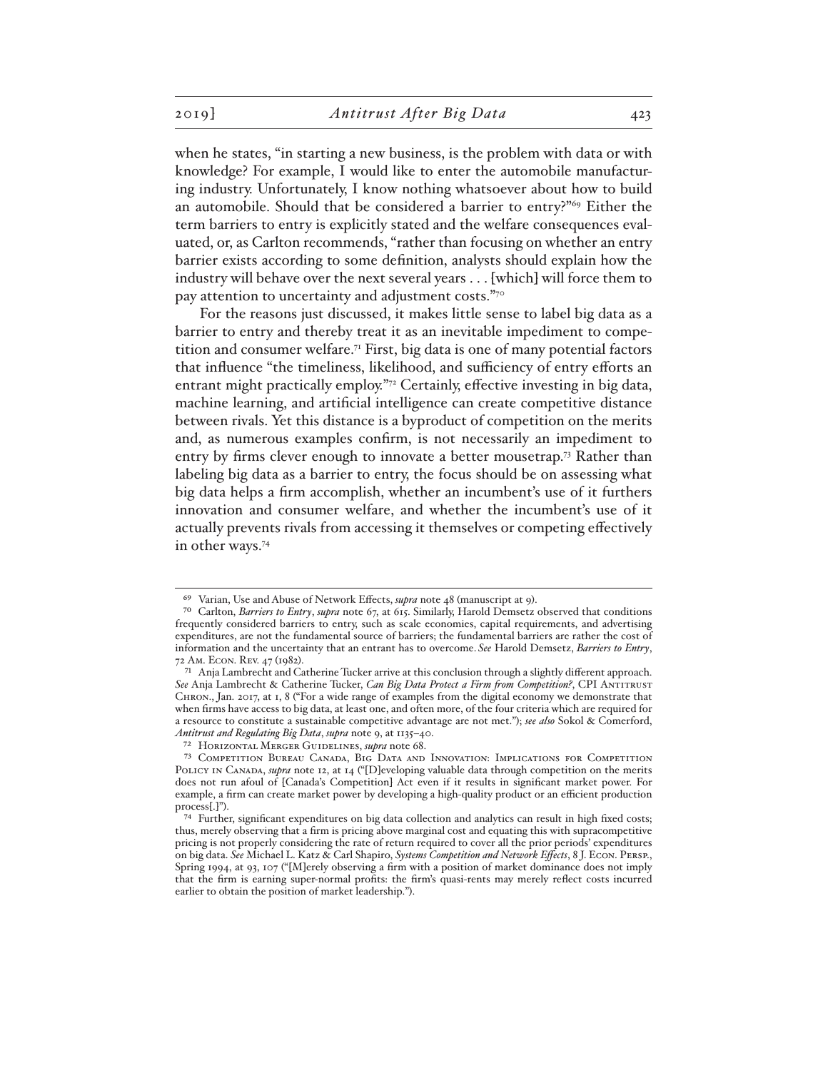when he states, "in starting a new business, is the problem with data or with knowledge? For example, I would like to enter the automobile manufacturing industry. Unfortunately, I know nothing whatsoever about how to build an automobile. Should that be considered a barrier to entry?"[69] Either the term barriers to entry is explicitly stated and the welfare consequences evaluated, or, as Carlton recommends, "rather than focusing on whether an entry barrier exists according to some definition, analysts should explain how the industry will behave over the next several years . . . [which] will force them to pay attention to uncertainty and adjustment costs."[70]

For the reasons just discussed, it makes little sense to label big data as a barrier to entry and thereby treat it as an inevitable impediment to competition and consumer welfare.[71] First, big data is one of many potential factors that influence "the timeliness, likelihood, and sufficiency of entry efforts an entrant might practically employ."[72] Certainly, effective investing in big data, machine learning, and artificial intelligence can create competitive distance between rivals. Yet this distance is a byproduct of competition on the merits and, as numerous examples confirm, is not necessarily an impediment to entry by firms clever enough to innovate a better mousetrap.[73] Rather than labeling big data as a barrier to entry, the focus should be on assessing what big data helps a firm accomplish, whether an incumbent's use of it furthers innovation and consumer welfare, and whether the incumbent's use of it actually prevents rivals from accessing it themselves or competing effectively in other ways.[74]

---

[69] Varian, Use and Abuse of Network Effects, *supra* note 48 (manuscript at 9).

[70] Carlton, *Barriers to Entry*, *supra* note 67, at 615. Similarly, Harold Demsetz observed that conditions frequently considered barriers to entry, such as scale economies, capital requirements, and advertising expenditures, are not the fundamental source of barriers; the fundamental barriers are rather the cost of information and the uncertainty that an entrant has to overcome. *See* Harold Demsetz, *Barriers to Entry*, 72 Am. Econ. Rev. 47 (1982).

[71] Anja Lambrecht and Catherine Tucker arrive at this conclusion through a slightly different approach. *See* Anja Lambrecht & Catherine Tucker, *Can Big Data Protect a Firm from Competition?*, CPI Antitrust Chron., Jan. 2017, at 1, 8 ("For a wide range of examples from the digital economy we demonstrate that when firms have access to big data, at least one, and often more, of the four criteria which are required for a resource to constitute a sustainable competitive advantage are not met."); *see also* Sokol & Comerford, *Antitrust and Regulating Big Data*, *supra* note 9, at 1135–40.

[72] Horizontal Merger Guidelines, *supra* note 68.

[73] Competition Bureau Canada, Big Data and Innovation: Implications for Competition Policy in Canada, *supra* note 12, at 14 ("[D]eveloping valuable data through competition on the merits does not run afoul of [Canada's Competition] Act even if it results in significant market power. For example, a firm can create market power by developing a high-quality product or an efficient production process[.]").

[74] Further, significant expenditures on big data collection and analytics can result in high fixed costs; thus, merely observing that a firm is pricing above marginal cost and equating this with supracompetitive pricing is not properly considering the rate of return required to cover all the prior periods' expenditures on big data. *See* Michael L. Katz & Carl Shapiro, *Systems Competition and Network Effects*, 8 J. Econ. Persp., Spring 1994, at 93, 107 ("[M]erely observing a firm with a position of market dominance does not imply that the firm is earning super-normal profits: the firm's quasi-rents may merely reflect costs incurred earlier to obtain the position of market leadership.").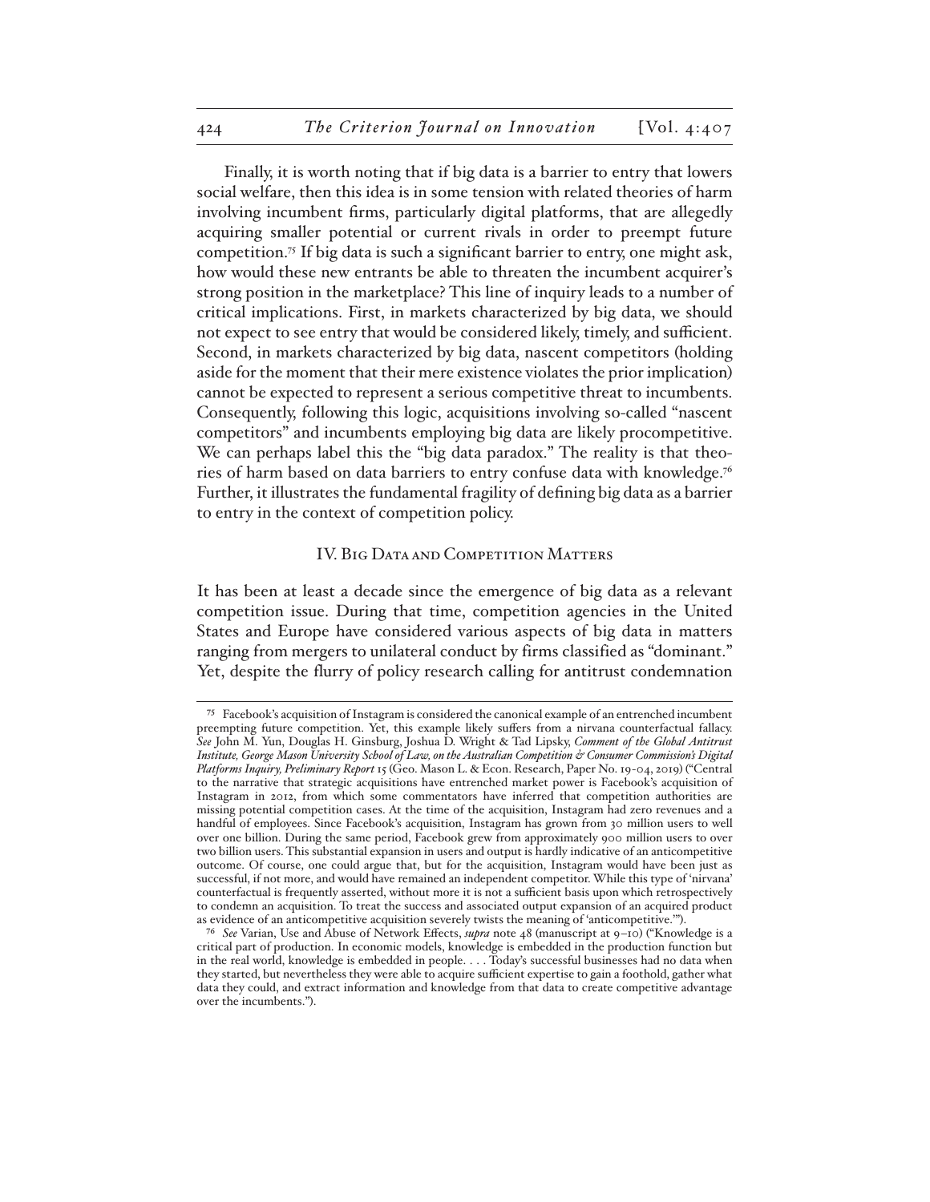Finally, it is worth noting that if big data is a barrier to entry that lowers social welfare, then this idea is in some tension with related theories of harm involving incumbent firms, particularly digital platforms, that are allegedly acquiring smaller potential or current rivals in order to preempt future competition.[75] If big data is such a significant barrier to entry, one might ask, how would these new entrants be able to threaten the incumbent acquirer's strong position in the marketplace? This line of inquiry leads to a number of critical implications. First, in markets characterized by big data, we should not expect to see entry that would be considered likely, timely, and sufficient. Second, in markets characterized by big data, nascent competitors (holding aside for the moment that their mere existence violates the prior implication) cannot be expected to represent a serious competitive threat to incumbents. Consequently, following this logic, acquisitions involving so-called "nascent competitors" and incumbents employing big data are likely procompetitive. We can perhaps label this the "big data paradox." The reality is that theories of harm based on data barriers to entry confuse data with knowledge.[76] Further, it illustrates the fundamental fragility of defining big data as a barrier to entry in the context of competition policy.

## IV. Big Data and Competition Matters

It has been at least a decade since the emergence of big data as a relevant competition issue. During that time, competition agencies in the United States and Europe have considered various aspects of big data in matters ranging from mergers to unilateral conduct by firms classified as "dominant." Yet, despite the flurry of policy research calling for antitrust condemnation

---

[75] Facebook's acquisition of Instagram is considered the canonical example of an entrenched incumbent preempting future competition. Yet, this example likely suffers from a nirvana counterfactual fallacy. *See* John M. Yun, Douglas H. Ginsburg, Joshua D. Wright & Tad Lipsky, *Comment of the Global Antitrust Institute, George Mason University School of Law, on the Australian Competition & Consumer Commission's Digital Platforms Inquiry, Preliminary Report* 15 (Geo. Mason L. & Econ. Research, Paper No. 19-04, 2019) ("Central to the narrative that strategic acquisitions have entrenched market power is Facebook's acquisition of Instagram in 2012, from which some commentators have inferred that competition authorities are missing potential competition cases. At the time of the acquisition, Instagram had zero revenues and a handful of employees. Since Facebook's acquisition, Instagram has grown from 30 million users to well over one billion. During the same period, Facebook grew from approximately 900 million users to over two billion users. This substantial expansion in users and output is hardly indicative of an anticompetitive outcome. Of course, one could argue that, but for the acquisition, Instagram would have been just as successful, if not more, and would have remained an independent competitor. While this type of 'nirvana' counterfactual is frequently asserted, without more it is not a sufficient basis upon which retrospectively to condemn an acquisition. To treat the success and associated output expansion of an acquired product as evidence of an anticompetitive acquisition severely twists the meaning of 'anticompetitive.'").

[76] *See* Varian, Use and Abuse of Network Effects, *supra* note 48 (manuscript at 9–10) ("Knowledge is a critical part of production. In economic models, knowledge is embedded in the production function but in the real world, knowledge is embedded in people. . . . Today's successful businesses had no data when they started, but nevertheless they were able to acquire sufficient expertise to gain a foothold, gather what data they could, and extract information and knowledge from that data to create competitive advantage over the incumbents.").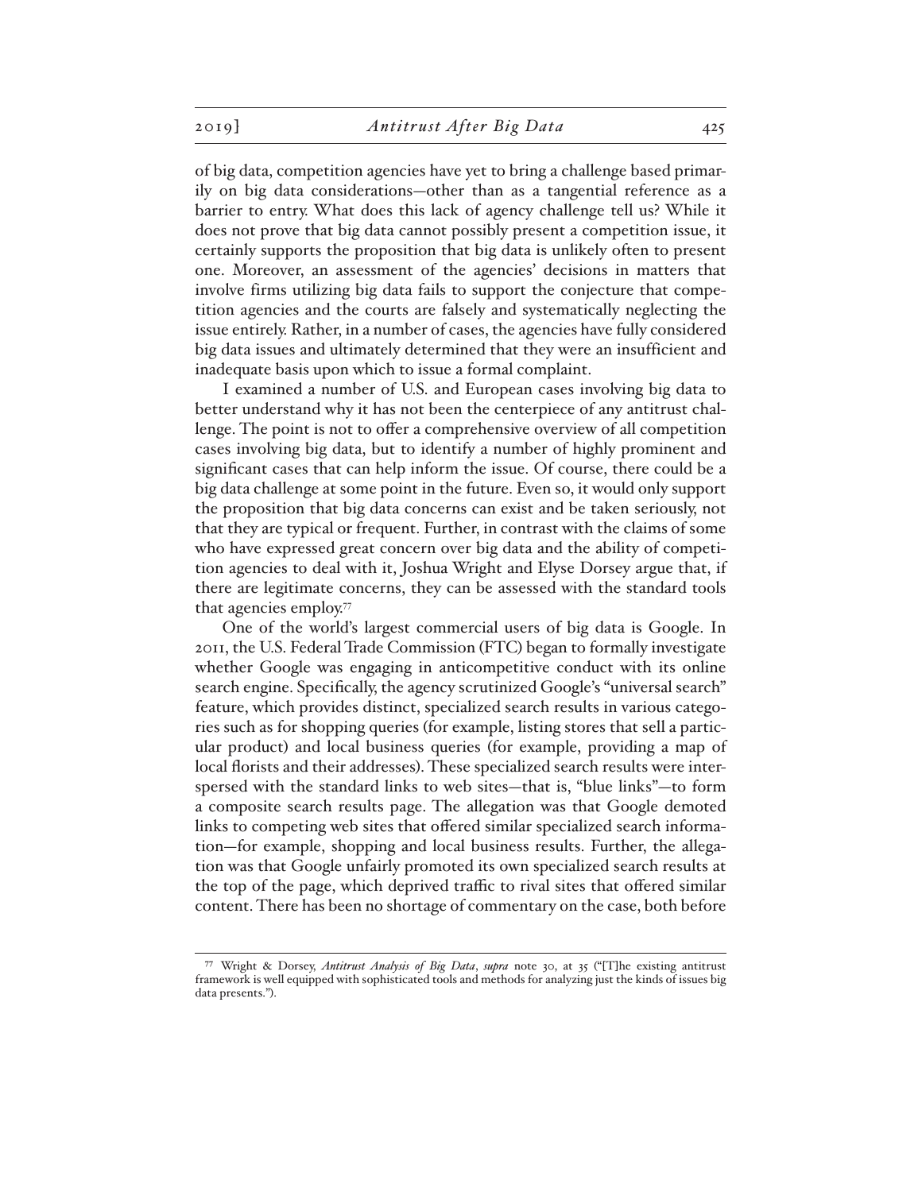of big data, competition agencies have yet to bring a challenge based primarily on big data considerations—other than as a tangential reference as a barrier to entry. What does this lack of agency challenge tell us? While it does not prove that big data cannot possibly present a competition issue, it certainly supports the proposition that big data is unlikely often to present one. Moreover, an assessment of the agencies' decisions in matters that involve firms utilizing big data fails to support the conjecture that competition agencies and the courts are falsely and systematically neglecting the issue entirely. Rather, in a number of cases, the agencies have fully considered big data issues and ultimately determined that they were an insufficient and inadequate basis upon which to issue a formal complaint.

I examined a number of U.S. and European cases involving big data to better understand why it has not been the centerpiece of any antitrust challenge. The point is not to offer a comprehensive overview of all competition cases involving big data, but to identify a number of highly prominent and significant cases that can help inform the issue. Of course, there could be a big data challenge at some point in the future. Even so, it would only support the proposition that big data concerns can exist and be taken seriously, not that they are typical or frequent. Further, in contrast with the claims of some who have expressed great concern over big data and the ability of competition agencies to deal with it, Joshua Wright and Elyse Dorsey argue that, if there are legitimate concerns, they can be assessed with the standard tools that agencies employ.[77]

One of the world's largest commercial users of big data is Google. In 2011, the U.S. Federal Trade Commission (FTC) began to formally investigate whether Google was engaging in anticompetitive conduct with its online search engine. Specifically, the agency scrutinized Google's "universal search" feature, which provides distinct, specialized search results in various categories such as for shopping queries (for example, listing stores that sell a particular product) and local business queries (for example, providing a map of local florists and their addresses). These specialized search results were interspersed with the standard links to web sites—that is, "blue links"—to form a composite search results page. The allegation was that Google demoted links to competing web sites that offered similar specialized search information—for example, shopping and local business results. Further, the allegation was that Google unfairly promoted its own specialized search results at the top of the page, which deprived traffic to rival sites that offered similar content. There has been no shortage of commentary on the case, both before

---

[77] Wright & Dorsey, *Antitrust Analysis of Big Data*, *supra* note 30, at 35 ("[T]he existing antitrust framework is well equipped with sophisticated tools and methods for analyzing just the kinds of issues big data presents.").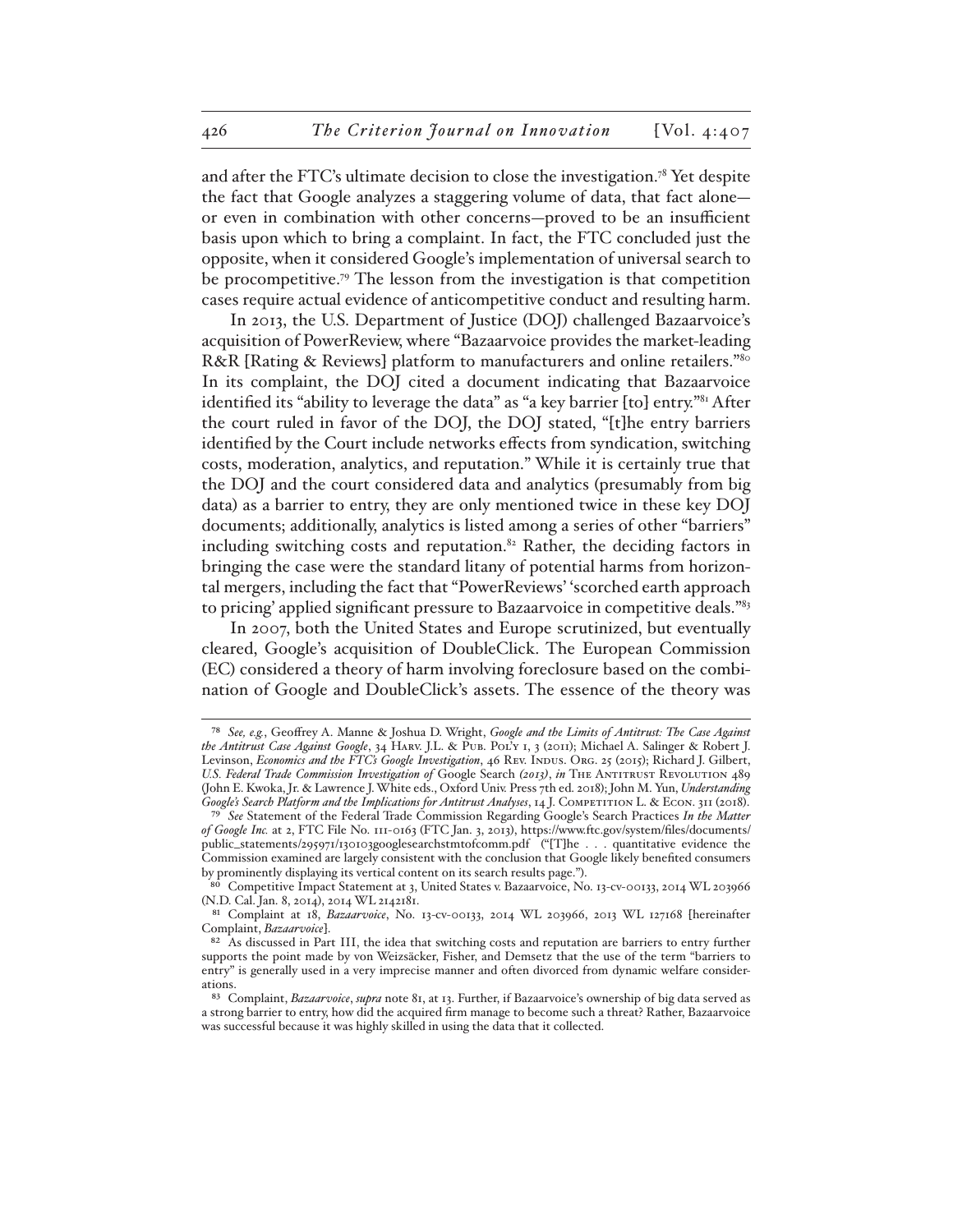and after the FTC's ultimate decision to close the investigation.[78] Yet despite the fact that Google analyzes a staggering volume of data, that fact alone—or even in combination with other concerns—proved to be an insufficient basis upon which to bring a complaint. In fact, the FTC concluded just the opposite, when it considered Google's implementation of universal search to be procompetitive.[79] The lesson from the investigation is that competition cases require actual evidence of anticompetitive conduct and resulting harm.

In 2013, the U.S. Department of Justice (DOJ) challenged Bazaarvoice's acquisition of PowerReview, where "Bazaarvoice provides the market-leading R&R [Rating & Reviews] platform to manufacturers and online retailers."[80] In its complaint, the DOJ cited a document indicating that Bazaarvoice identified its "ability to leverage the data" as "a key barrier [to] entry."[81] After the court ruled in favor of the DOJ, the DOJ stated, "[t]he entry barriers identified by the Court include networks effects from syndication, switching costs, moderation, analytics, and reputation." While it is certainly true that the DOJ and the court considered data and analytics (presumably from big data) as a barrier to entry, they are only mentioned twice in these key DOJ documents; additionally, analytics is listed among a series of other "barriers" including switching costs and reputation.[82] Rather, the deciding factors in bringing the case were the standard litany of potential harms from horizontal mergers, including the fact that "PowerReviews' 'scorched earth approach to pricing' applied significant pressure to Bazaarvoice in competitive deals."[83]

In 2007, both the United States and Europe scrutinized, but eventually cleared, Google's acquisition of DoubleClick. The European Commission (EC) considered a theory of harm involving foreclosure based on the combination of Google and DoubleClick's assets. The essence of the theory was

---

[78] *See, e.g.*, Geoffrey A. Manne & Joshua D. Wright, *Google and the Limits of Antitrust: The Case Against the Antitrust Case Against Google*, 34 Harv. J.L. & Pub. Pol'y 1, 3 (2011); Michael A. Salinger & Robert J. Levinson, *Economics and the FTC's Google Investigation*, 46 Rev. Indus. Org. 25 (2015); Richard J. Gilbert, *U.S. Federal Trade Commission Investigation of* Google Search *(2013)*, *in* The Antitrust Revolution 489 (John E. Kwoka, Jr. & Lawrence J. White eds., Oxford Univ. Press 7th ed. 2018); John M. Yun, *Understanding Google's Search Platform and the Implications for Antitrust Analyses*, 14 J. Competition L. & Econ. 311 (2018).

[79] *See* Statement of the Federal Trade Commission Regarding Google's Search Practices *In the Matter of Google Inc.* at 2, FTC File No. 111-0163 (FTC Jan. 3, 2013), https://www.ftc.gov/system/files/documents/public_statements/295971/130103googlesearchstmtofcomm.pdf ("[T]he . . . quantitative evidence the Commission examined are largely consistent with the conclusion that Google likely benefited consumers by prominently displaying its vertical content on its search results page.").

[80] Competitive Impact Statement at 3, United States v. Bazaarvoice, No. 13-cv-00133, 2014 WL 203966 (N.D. Cal. Jan. 8, 2014), 2014 WL 2142181.

[81] Complaint at 18, *Bazaarvoice*, No. 13-cv-00133, 2014 WL 203966, 2013 WL 127168 [hereinafter Complaint, *Bazaarvoice*].

[82] As discussed in Part III, the idea that switching costs and reputation are barriers to entry further supports the point made by von Weizsäcker, Fisher, and Demsetz that the use of the term "barriers to entry" is generally used in a very imprecise manner and often divorced from dynamic welfare considerations.

[83] Complaint, *Bazaarvoice*, *supra* note 81, at 13. Further, if Bazaarvoice's ownership of big data served as a strong barrier to entry, how did the acquired firm manage to become such a threat? Rather, Bazaarvoice was successful because it was highly skilled in using the data that it collected.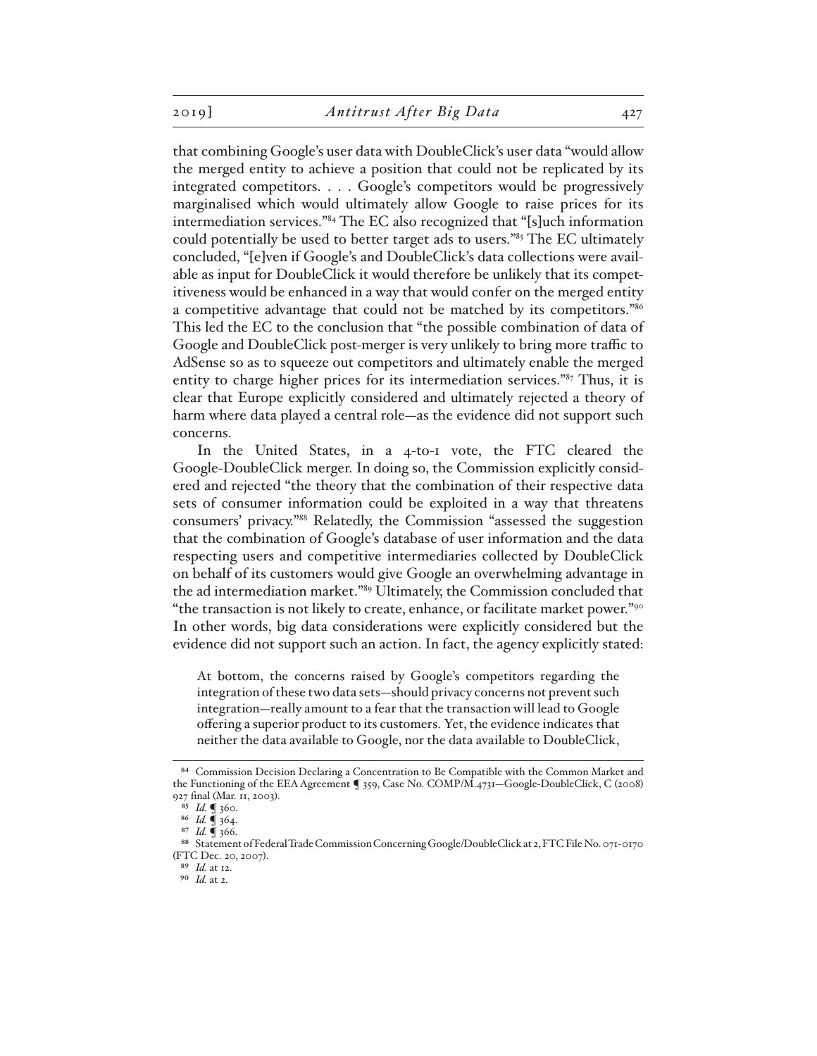that combining Google's user data with DoubleClick's user data "would allow the merged entity to achieve a position that could not be replicated by its integrated competitors. . . . Google's competitors would be progressively marginalised which would ultimately allow Google to raise prices for its intermediation services."[84] The EC also recognized that "[s]uch information could potentially be used to better target ads to users."[85] The EC ultimately concluded, "[e]ven if Google's and DoubleClick's data collections were available as input for DoubleClick it would therefore be unlikely that its competitiveness would be enhanced in a way that would confer on the merged entity a competitive advantage that could not be matched by its competitors."[86] This led the EC to the conclusion that "the possible combination of data of Google and DoubleClick post-merger is very unlikely to bring more traffic to AdSense so as to squeeze out competitors and ultimately enable the merged entity to charge higher prices for its intermediation services."[87] Thus, it is clear that Europe explicitly considered and ultimately rejected a theory of harm where data played a central role—as the evidence did not support such concerns.

In the United States, in a 4-to-1 vote, the FTC cleared the Google-DoubleClick merger. In doing so, the Commission explicitly considered and rejected "the theory that the combination of their respective data sets of consumer information could be exploited in a way that threatens consumers' privacy."[88] Relatedly, the Commission "assessed the suggestion that the combination of Google's database of user information and the data respecting users and competitive intermediaries collected by DoubleClick on behalf of its customers would give Google an overwhelming advantage in the ad intermediation market."[89] Ultimately, the Commission concluded that "the transaction is not likely to create, enhance, or facilitate market power."[90] In other words, big data considerations were explicitly considered but the evidence did not support such an action. In fact, the agency explicitly stated:

> At bottom, the concerns raised by Google's competitors regarding the integration of these two data sets—should privacy concerns not prevent such integration—really amount to a fear that the transaction will lead to Google offering a superior product to its customers. Yet, the evidence indicates that neither the data available to Google, nor the data available to DoubleClick,

---

[84] Commission Decision Declaring a Concentration to Be Compatible with the Common Market and the Functioning of the EEA Agreement ¶ 359, Case No. COMP/M.4731—Google-DoubleClick, C (2008) 927 final (Mar. 11, 2003).

[85] *Id.* ¶ 360.

[86] *Id.* ¶ 364.

[87] *Id.* ¶ 366.

[88] Statement of Federal Trade Commission Concerning Google/DoubleClick at 2, FTC File No. 071-0170 (FTC Dec. 20, 2007).

[89] *Id.* at 12.

[90] *Id.* at 2.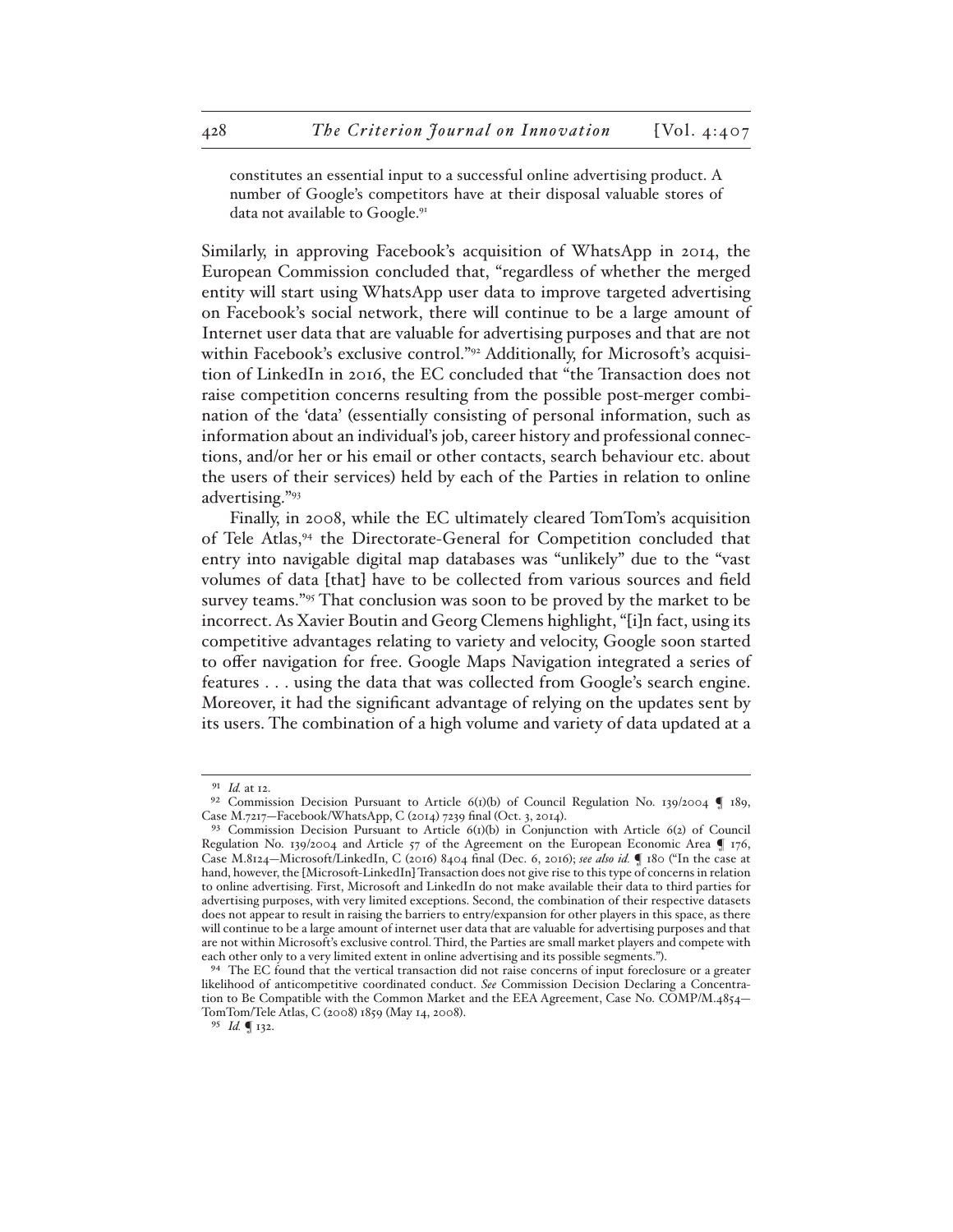constitutes an essential input to a successful online advertising product. A number of Google's competitors have at their disposal valuable stores of data not available to Google.[91]

Similarly, in approving Facebook's acquisition of WhatsApp in 2014, the European Commission concluded that, "regardless of whether the merged entity will start using WhatsApp user data to improve targeted advertising on Facebook's social network, there will continue to be a large amount of Internet user data that are valuable for advertising purposes and that are not within Facebook's exclusive control."[92] Additionally, for Microsoft's acquisition of LinkedIn in 2016, the EC concluded that "the Transaction does not raise competition concerns resulting from the possible post-merger combination of the 'data' (essentially consisting of personal information, such as information about an individual's job, career history and professional connections, and/or her or his email or other contacts, search behaviour etc. about the users of their services) held by each of the Parties in relation to online advertising."[93]

Finally, in 2008, while the EC ultimately cleared TomTom's acquisition of Tele Atlas,[94] the Directorate-General for Competition concluded that entry into navigable digital map databases was "unlikely" due to the "vast volumes of data [that] have to be collected from various sources and field survey teams."[95] That conclusion was soon to be proved by the market to be incorrect. As Xavier Boutin and Georg Clemens highlight, "[i]n fact, using its competitive advantages relating to variety and velocity, Google soon started to offer navigation for free. Google Maps Navigation integrated a series of features . . . using the data that was collected from Google's search engine. Moreover, it had the significant advantage of relying on the updates sent by its users. The combination of a high volume and variety of data updated at a

---

[91] *Id.* at 12.

[92] Commission Decision Pursuant to Article 6(1)(b) of Council Regulation No. 139/2004 ¶ 189, Case M.7217—Facebook/WhatsApp, C (2014) 7239 final (Oct. 3, 2014).

[93] Commission Decision Pursuant to Article 6(1)(b) in Conjunction with Article 6(2) of Council Regulation No. 139/2004 and Article 57 of the Agreement on the European Economic Area ¶ 176, Case M.8124—Microsoft/LinkedIn, C (2016) 8404 final (Dec. 6, 2016); *see also id.* ¶ 180 ("In the case at hand, however, the [Microsoft-LinkedIn] Transaction does not give rise to this type of concerns in relation to online advertising. First, Microsoft and LinkedIn do not make available their data to third parties for advertising purposes, with very limited exceptions. Second, the combination of their respective datasets does not appear to result in raising the barriers to entry/expansion for other players in this space, as there will continue to be a large amount of internet user data that are valuable for advertising purposes and that are not within Microsoft's exclusive control. Third, the Parties are small market players and compete with each other only to a very limited extent in online advertising and its possible segments.").

[94] The EC found that the vertical transaction did not raise concerns of input foreclosure or a greater likelihood of anticompetitive coordinated conduct. *See* Commission Decision Declaring a Concentration to Be Compatible with the Common Market and the EEA Agreement, Case No. COMP/M.4854—TomTom/Tele Atlas, C (2008) 1859 (May 14, 2008).

[95] *Id.* ¶ 132.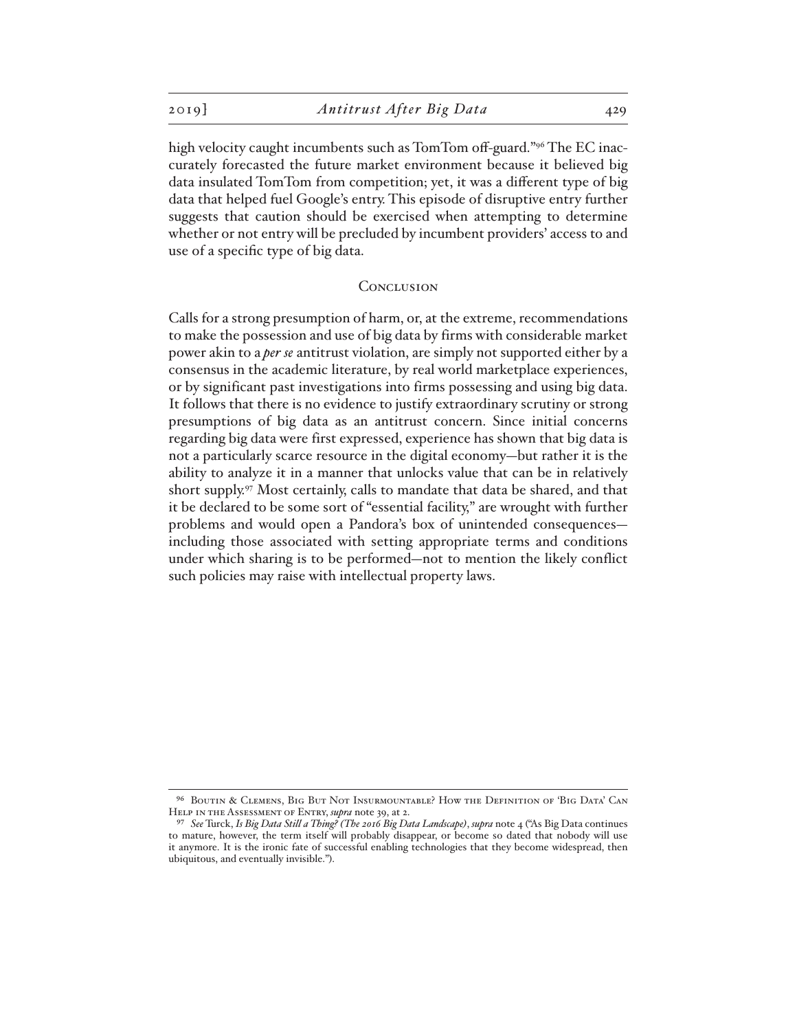high velocity caught incumbents such as TomTom off-guard."[96] The EC inaccurately forecasted the future market environment because it believed big data insulated TomTom from competition; yet, it was a different type of big data that helped fuel Google's entry. This episode of disruptive entry further suggests that caution should be exercised when attempting to determine whether or not entry will be precluded by incumbent providers' access to and use of a specific type of big data.

## Conclusion

Calls for a strong presumption of harm, or, at the extreme, recommendations to make the possession and use of big data by firms with considerable market power akin to a *per se* antitrust violation, are simply not supported either by a consensus in the academic literature, by real world marketplace experiences, or by significant past investigations into firms possessing and using big data. It follows that there is no evidence to justify extraordinary scrutiny or strong presumptions of big data as an antitrust concern. Since initial concerns regarding big data were first expressed, experience has shown that big data is not a particularly scarce resource in the digital economy—but rather it is the ability to analyze it in a manner that unlocks value that can be in relatively short supply.[97] Most certainly, calls to mandate that data be shared, and that it be declared to be some sort of "essential facility," are wrought with further problems and would open a Pandora's box of unintended consequences—including those associated with setting appropriate terms and conditions under which sharing is to be performed—not to mention the likely conflict such policies may raise with intellectual property laws.

---

[96] Boutin & Clemens, Big But Not Insurmountable? How the Definition of 'Big Data' Can Help in the Assessment of Entry, *supra* note 39, at 2.

[97] *See* Turck, *Is Big Data Still a Thing? (The 2016 Big Data Landscape)*, *supra* note 4 ("As Big Data continues to mature, however, the term itself will probably disappear, or become so dated that nobody will use it anymore. It is the ironic fate of successful enabling technologies that they become widespread, then ubiquitous, and eventually invisible.").